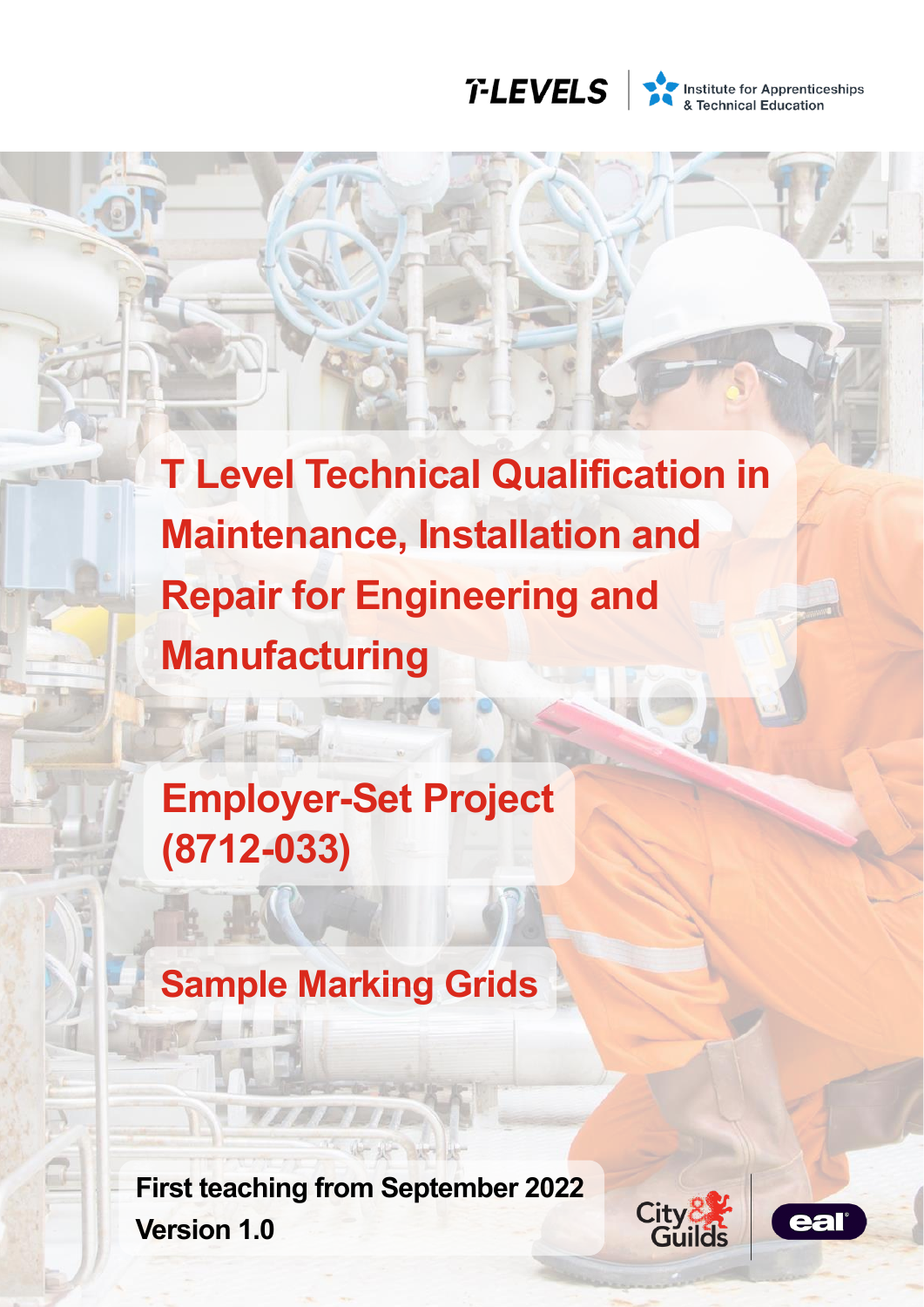T-LEVELS | Institute for Apprenticeships & Technical Education

# T Level Technical Qualification in Maintenance, Installation and Repair for Engineering and Manufacturing

## Employer-Set Project (8712-033)

## Sample Marking Grids

**First teaching from September 2022**
**Version 1.0**

City & Guilds | eal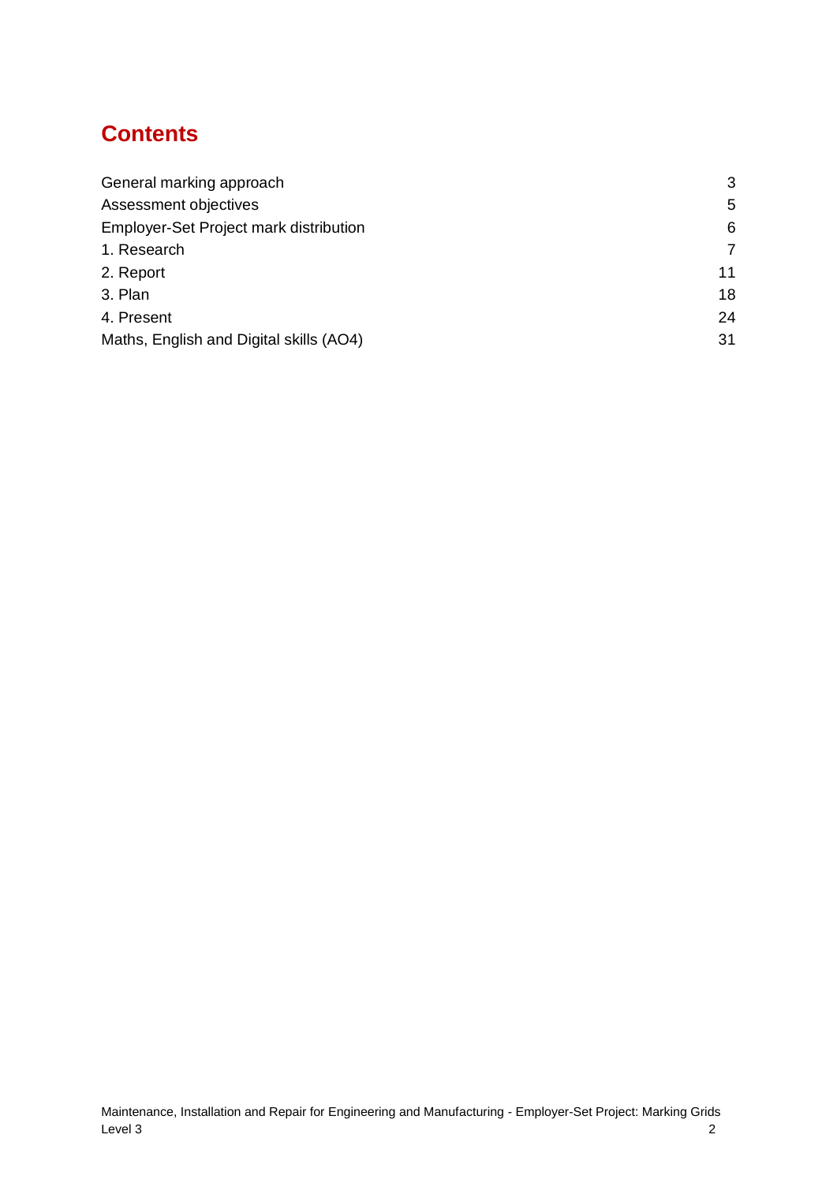## Contents

| | |
|---|---|
| General marking approach | 3 |
| Assessment objectives | 5 |
| Employer-Set Project mark distribution | 6 |
| 1. Research | 7 |
| 2. Report | 11 |
| 3. Plan | 18 |
| 4. Present | 24 |
| Maths, English and Digital skills (AO4) | 31 |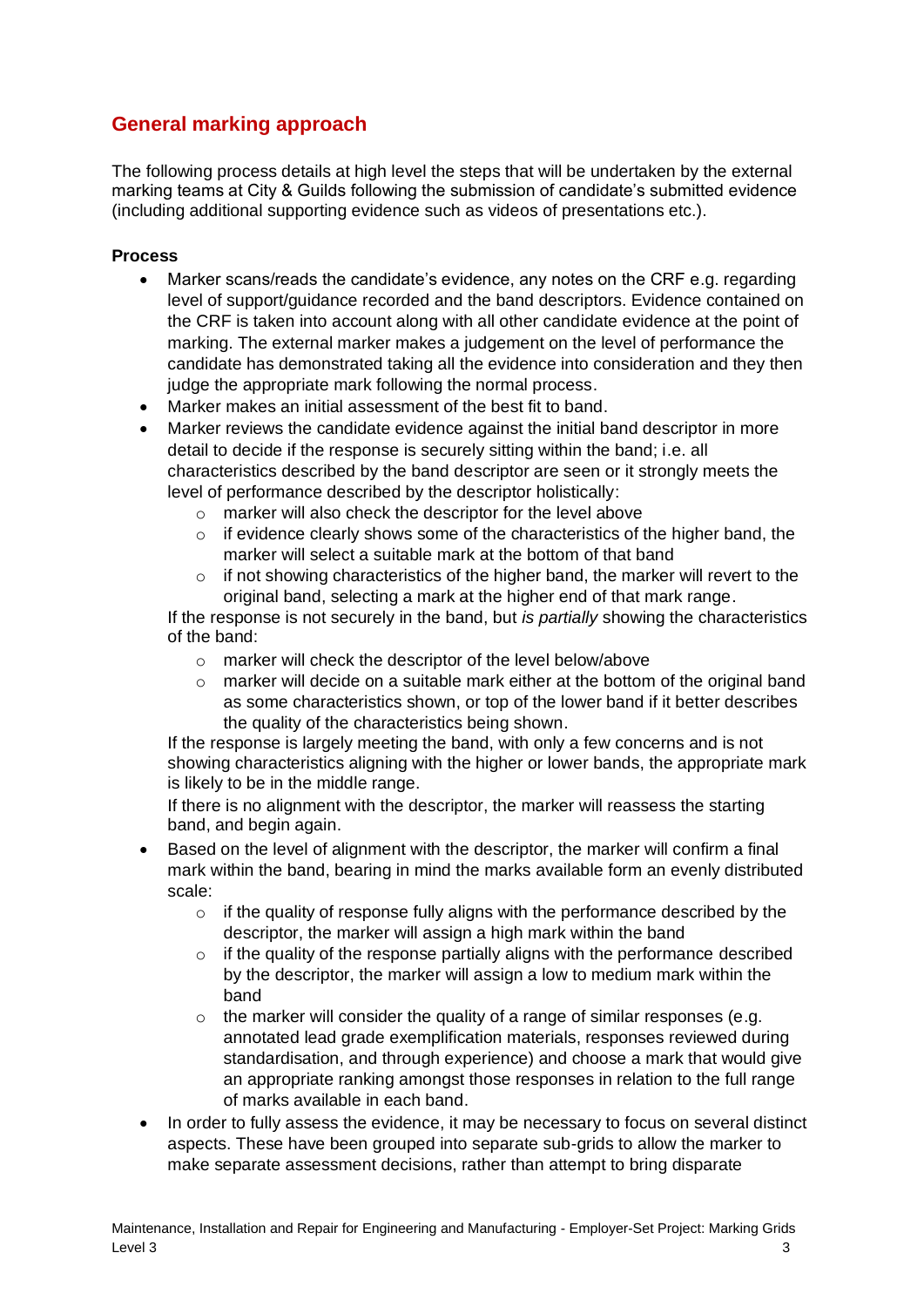## General marking approach

The following process details at high level the steps that will be undertaken by the external marking teams at City & Guilds following the submission of candidate's submitted evidence (including additional supporting evidence such as videos of presentations etc.).

**Process**

- Marker scans/reads the candidate's evidence, any notes on the CRF e.g. regarding level of support/guidance recorded and the band descriptors. Evidence contained on the CRF is taken into account along with all other candidate evidence at the point of marking. The external marker makes a judgement on the level of performance the candidate has demonstrated taking all the evidence into consideration and they then judge the appropriate mark following the normal process.
- Marker makes an initial assessment of the best fit to band.
- Marker reviews the candidate evidence against the initial band descriptor in more detail to decide if the response is securely sitting within the band; i.e. all characteristics described by the band descriptor are seen or it strongly meets the level of performance described by the descriptor holistically:
  - marker will also check the descriptor for the level above
  - if evidence clearly shows some of the characteristics of the higher band, the marker will select a suitable mark at the bottom of that band
  - if not showing characteristics of the higher band, the marker will revert to the original band, selecting a mark at the higher end of that mark range.

  If the response is not securely in the band, but *is partially* showing the characteristics of the band:
  - marker will check the descriptor of the level below/above
  - marker will decide on a suitable mark either at the bottom of the original band as some characteristics shown, or top of the lower band if it better describes the quality of the characteristics being shown.

  If the response is largely meeting the band, with only a few concerns and is not showing characteristics aligning with the higher or lower bands, the appropriate mark is likely to be in the middle range.

  If there is no alignment with the descriptor, the marker will reassess the starting band, and begin again.
- Based on the level of alignment with the descriptor, the marker will confirm a final mark within the band, bearing in mind the marks available form an evenly distributed scale:
  - if the quality of response fully aligns with the performance described by the descriptor, the marker will assign a high mark within the band
  - if the quality of the response partially aligns with the performance described by the descriptor, the marker will assign a low to medium mark within the band
  - the marker will consider the quality of a range of similar responses (e.g. annotated lead grade exemplification materials, responses reviewed during standardisation, and through experience) and choose a mark that would give an appropriate ranking amongst those responses in relation to the full range of marks available in each band.
- In order to fully assess the evidence, it may be necessary to focus on several distinct aspects. These have been grouped into separate sub-grids to allow the marker to make separate assessment decisions, rather than attempt to bring disparate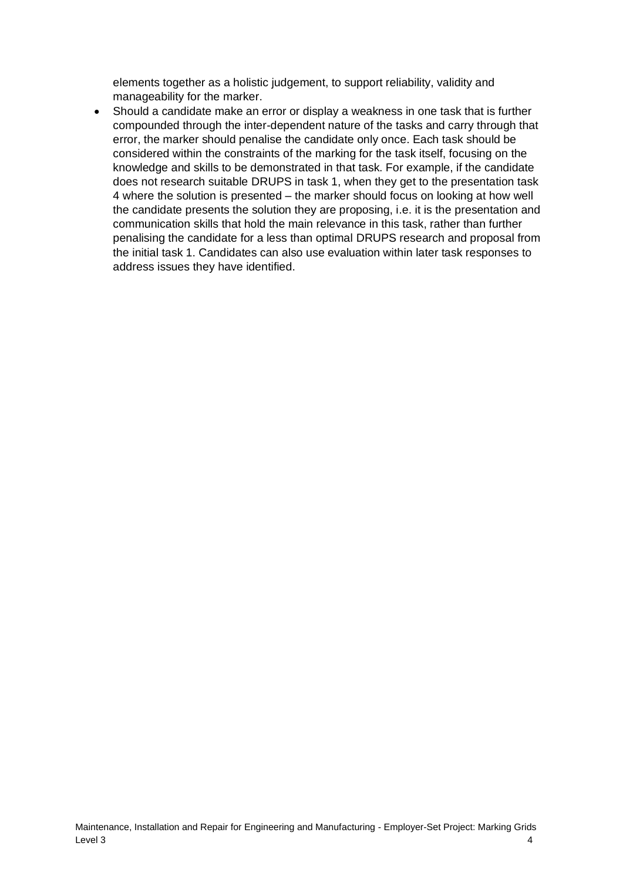elements together as a holistic judgement, to support reliability, validity and manageability for the marker.

- Should a candidate make an error or display a weakness in one task that is further compounded through the inter-dependent nature of the tasks and carry through that error, the marker should penalise the candidate only once. Each task should be considered within the constraints of the marking for the task itself, focusing on the knowledge and skills to be demonstrated in that task. For example, if the candidate does not research suitable DRUPS in task 1, when they get to the presentation task 4 where the solution is presented – the marker should focus on looking at how well the candidate presents the solution they are proposing, i.e. it is the presentation and communication skills that hold the main relevance in this task, rather than further penalising the candidate for a less than optimal DRUPS research and proposal from the initial task 1. Candidates can also use evaluation within later task responses to address issues they have identified.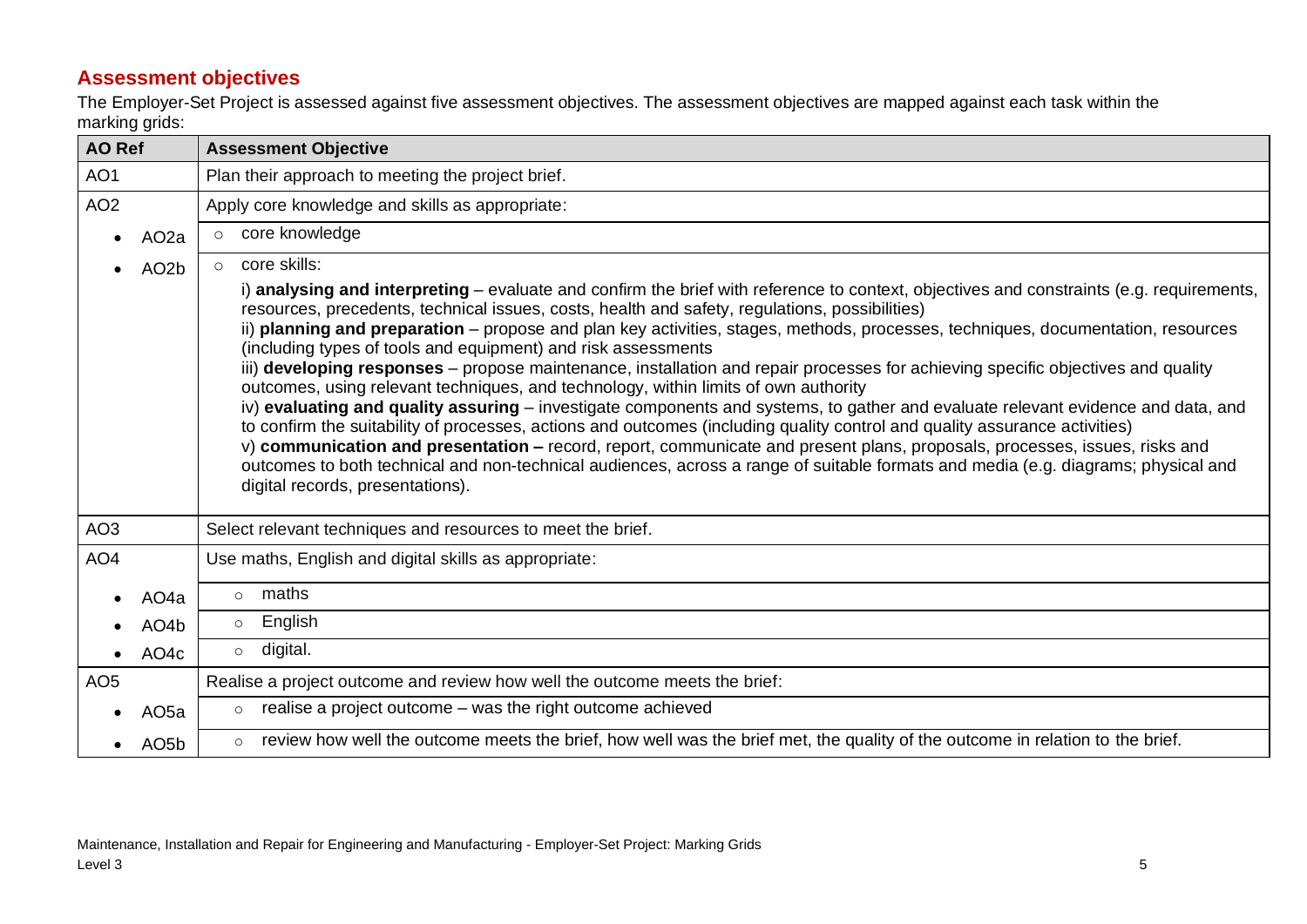## Assessment objectives

The Employer-Set Project is assessed against five assessment objectives. The assessment objectives are mapped against each task within the marking grids:

| AO Ref | Assessment Objective |
|---|---|
| AO1 | Plan their approach to meeting the project brief. |
| AO2 | Apply core knowledge and skills as appropriate: |
| • AO2a | ○ core knowledge |
| • AO2b | ○ core skills:<br>i) **analysing and interpreting** – evaluate and confirm the brief with reference to context, objectives and constraints (e.g. requirements, resources, precedents, technical issues, costs, health and safety, regulations, possibilities)<br>ii) **planning and preparation** – propose and plan key activities, stages, methods, processes, techniques, documentation, resources (including types of tools and equipment) and risk assessments<br>iii) **developing responses** – propose maintenance, installation and repair processes for achieving specific objectives and quality outcomes, using relevant techniques, and technology, within limits of own authority<br>iv) **evaluating and quality assuring** – investigate components and systems, to gather and evaluate relevant evidence and data, and to confirm the suitability of processes, actions and outcomes (including quality control and quality assurance activities)<br>v) **communication and presentation –** record, report, communicate and present plans, proposals, processes, issues, risks and outcomes to both technical and non-technical audiences, across a range of suitable formats and media (e.g. diagrams; physical and digital records, presentations). |
| AO3 | Select relevant techniques and resources to meet the brief. |
| AO4 | Use maths, English and digital skills as appropriate: |
| • AO4a | ○ maths |
| • AO4b | ○ English |
| • AO4c | ○ digital. |
| AO5 | Realise a project outcome and review how well the outcome meets the brief: |
| • AO5a | ○ realise a project outcome – was the right outcome achieved |
| • AO5b | ○ review how well the outcome meets the brief, how well was the brief met, the quality of the outcome in relation to the brief. |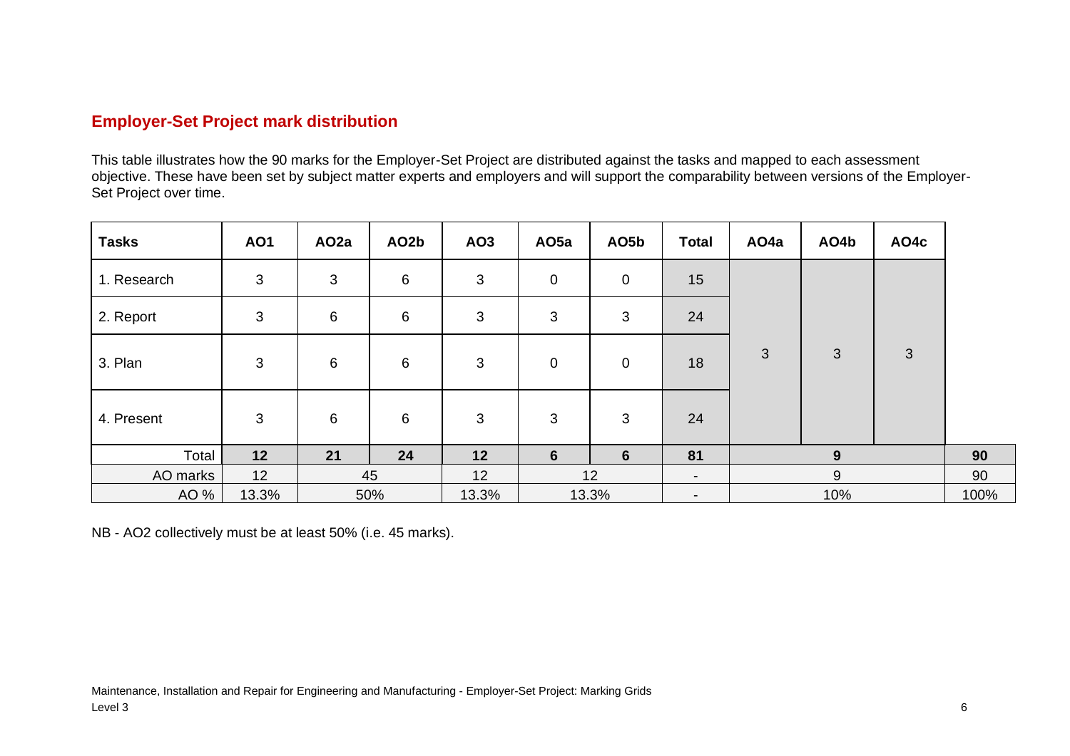## Employer-Set Project mark distribution

This table illustrates how the 90 marks for the Employer-Set Project are distributed against the tasks and mapped to each assessment objective. These have been set by subject matter experts and employers and will support the comparability between versions of the Employer-Set Project over time.

| Tasks | AO1 | AO2a | AO2b | AO3 | AO5a | AO5b | Total | AO4a | AO4b | AO4c | |
|---|---|---|---|---|---|---|---|---|---|---|---|
| 1. Research | 3 | 3 | 6 | 3 | 0 | 0 | 15 | 3 | 3 | 3 | |
| 2. Report | 3 | 6 | 6 | 3 | 3 | 3 | 24 | | | | |
| 3. Plan | 3 | 6 | 6 | 3 | 0 | 0 | 18 | | | | |
| 4. Present | 3 | 6 | 6 | 3 | 3 | 3 | 24 | | | | |
| Total | **12** | **21** | **24** | **12** | **6** | **6** | **81** | **9** | | | **90** |
| AO marks | 12 | 45 | | 12 | 12 | | - | 9 | | | 90 |
| AO % | 13.3% | 50% | | 13.3% | 13.3% | | - | 10% | | | 100% |

NB - AO2 collectively must be at least 50% (i.e. 45 marks).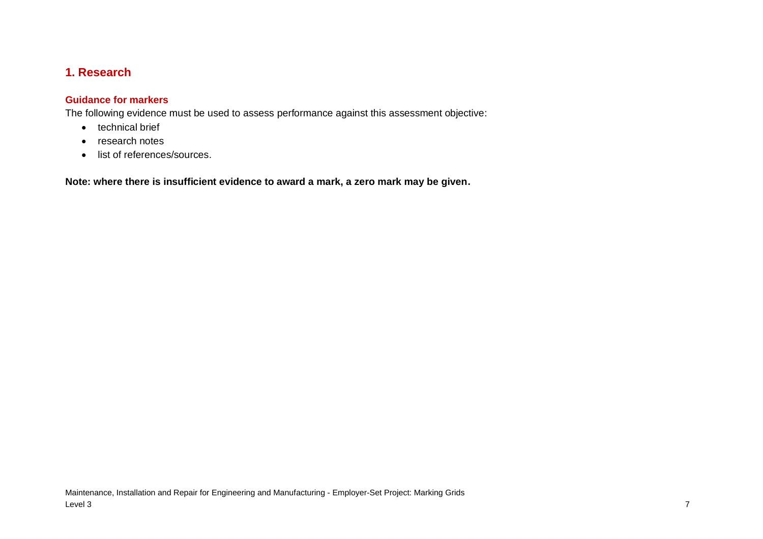## 1. Research

### Guidance for markers

The following evidence must be used to assess performance against this assessment objective:

- technical brief
- research notes
- list of references/sources.

**Note: where there is insufficient evidence to award a mark, a zero mark may be given.**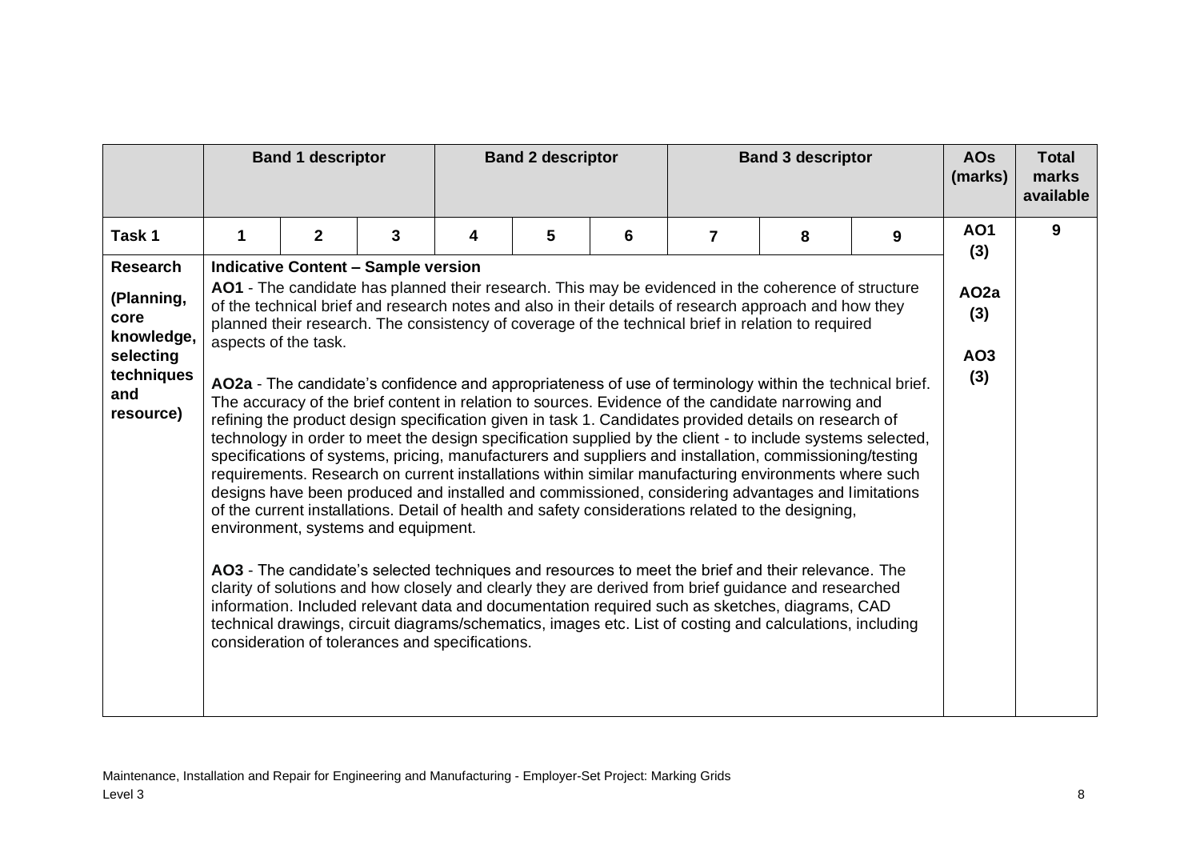| | Band 1 descriptor | | | Band 2 descriptor | | | Band 3 descriptor | | | AOs (marks) | Total marks available |
|---|---|---|---|---|---|---|---|---|---|---|---|
| **Task 1** | **1** | **2** | **3** | **4** | **5** | **6** | **7** | **8** | **9** | **AO1 (3)**<br><br>**AO2a (3)**<br><br>**AO3 (3)** | **9** |
| **Research**<br><br>**(Planning, core knowledge, selecting techniques and resource)** | **Indicative Content – Sample version**<br><br>**AO1** - The candidate has planned their research. This may be evidenced in the coherence of structure of the technical brief and research notes and also in their details of research approach and how they planned their research. The consistency of coverage of the technical brief in relation to required aspects of the task.<br><br>**AO2a** - The candidate's confidence and appropriateness of use of terminology within the technical brief. The accuracy of the brief content in relation to sources. Evidence of the candidate narrowing and refining the product design specification given in task 1. Candidates provided details on research of technology in order to meet the design specification supplied by the client - to include systems selected, specifications of systems, pricing, manufacturers and suppliers and installation, commissioning/testing requirements. Research on current installations within similar manufacturing environments where such designs have been produced and installed and commissioned, considering advantages and limitations of the current installations. Detail of health and safety considerations related to the designing, environment, systems and equipment.<br><br>**AO3** - The candidate's selected techniques and resources to meet the brief and their relevance. The clarity of solutions and how closely and clearly they are derived from brief guidance and researched information. Included relevant data and documentation required such as sketches, diagrams, CAD technical drawings, circuit diagrams/schematics, images etc. List of costing and calculations, including consideration of tolerances and specifications. | | | | | | | | | | |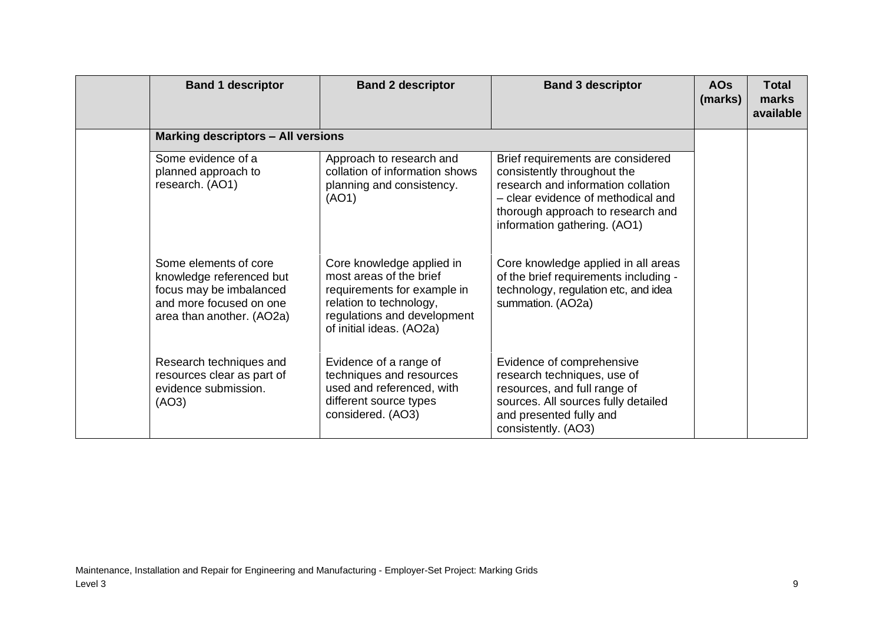| | Band 1 descriptor | Band 2 descriptor | Band 3 descriptor | AOs (marks) | Total marks available |
|---|---|---|---|---|---|
| | **Marking descriptors – All versions** | | | | |
| | Some evidence of a planned approach to research. (AO1) | Approach to research and collation of information shows planning and consistency. (AO1) | Brief requirements are considered consistently throughout the research and information collation – clear evidence of methodical and thorough approach to research and information gathering. (AO1) | | |
| | Some elements of core knowledge referenced but focus may be imbalanced and more focused on one area than another. (AO2a) | Core knowledge applied in most areas of the brief requirements for example in relation to technology, regulations and development of initial ideas. (AO2a) | Core knowledge applied in all areas of the brief requirements including - technology, regulation etc, and idea summation. (AO2a) | | |
| | Research techniques and resources clear as part of evidence submission. (AO3) | Evidence of a range of techniques and resources used and referenced, with different source types considered. (AO3) | Evidence of comprehensive research techniques, use of resources, and full range of sources. All sources fully detailed and presented fully and consistently. (AO3) | | |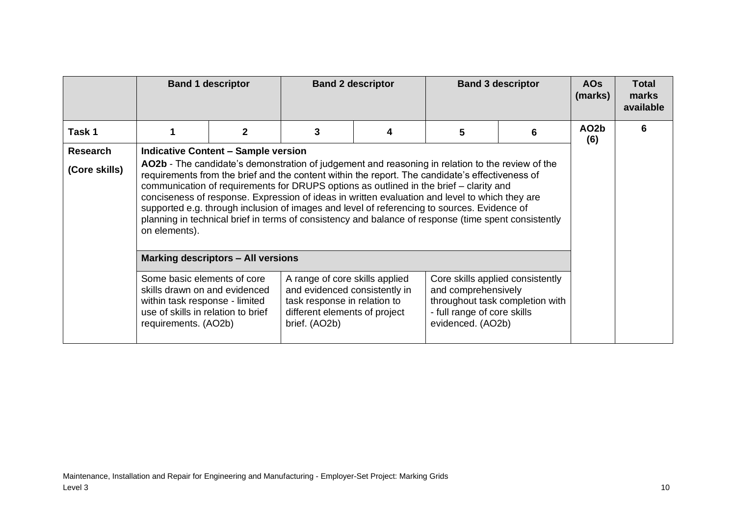| | Band 1 descriptor | | Band 2 descriptor | | Band 3 descriptor | | AOs (marks) | Total marks available |
|---|---|---|---|---|---|---|---|---|
| **Task 1** | **1** | **2** | **3** | **4** | **5** | **6** | **AO2b (6)** | **6** |
| **Research (Core skills)** | **Indicative Content – Sample version** **AO2b** - The candidate's demonstration of judgement and reasoning in relation to the review of the requirements from the brief and the content within the report. The candidate's effectiveness of communication of requirements for DRUPS options as outlined in the brief – clarity and conciseness of response. Expression of ideas in written evaluation and level to which they are supported e.g. through inclusion of images and level of referencing to sources. Evidence of planning in technical brief in terms of consistency and balance of response (time spent consistently on elements). | | | | | | | |
| | **Marking descriptors – All versions** | | | | | | | |
| | Some basic elements of core skills drawn on and evidenced within task response - limited use of skills in relation to brief requirements. (AO2b) | | A range of core skills applied and evidenced consistently in task response in relation to different elements of project brief. (AO2b) | | Core skills applied consistently and comprehensively throughout task completion with - full range of core skills evidenced. (AO2b) | | | |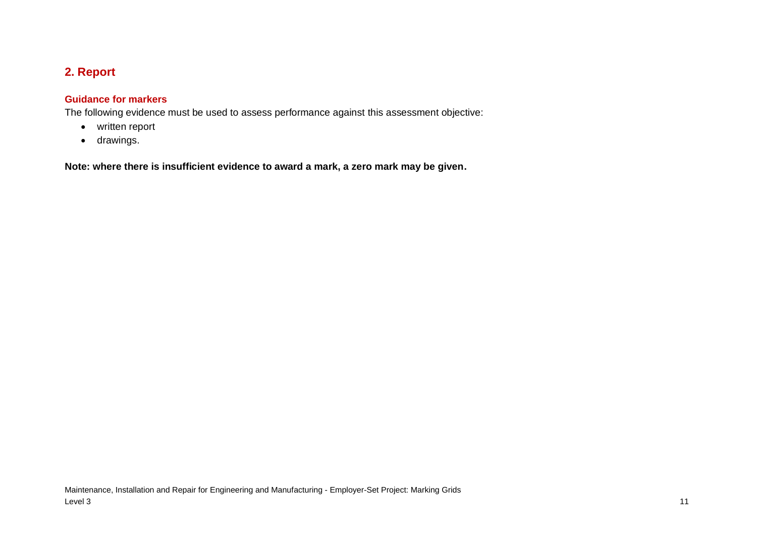## 2. Report

### Guidance for markers

The following evidence must be used to assess performance against this assessment objective:

- written report
- drawings.

**Note: where there is insufficient evidence to award a mark, a zero mark may be given.**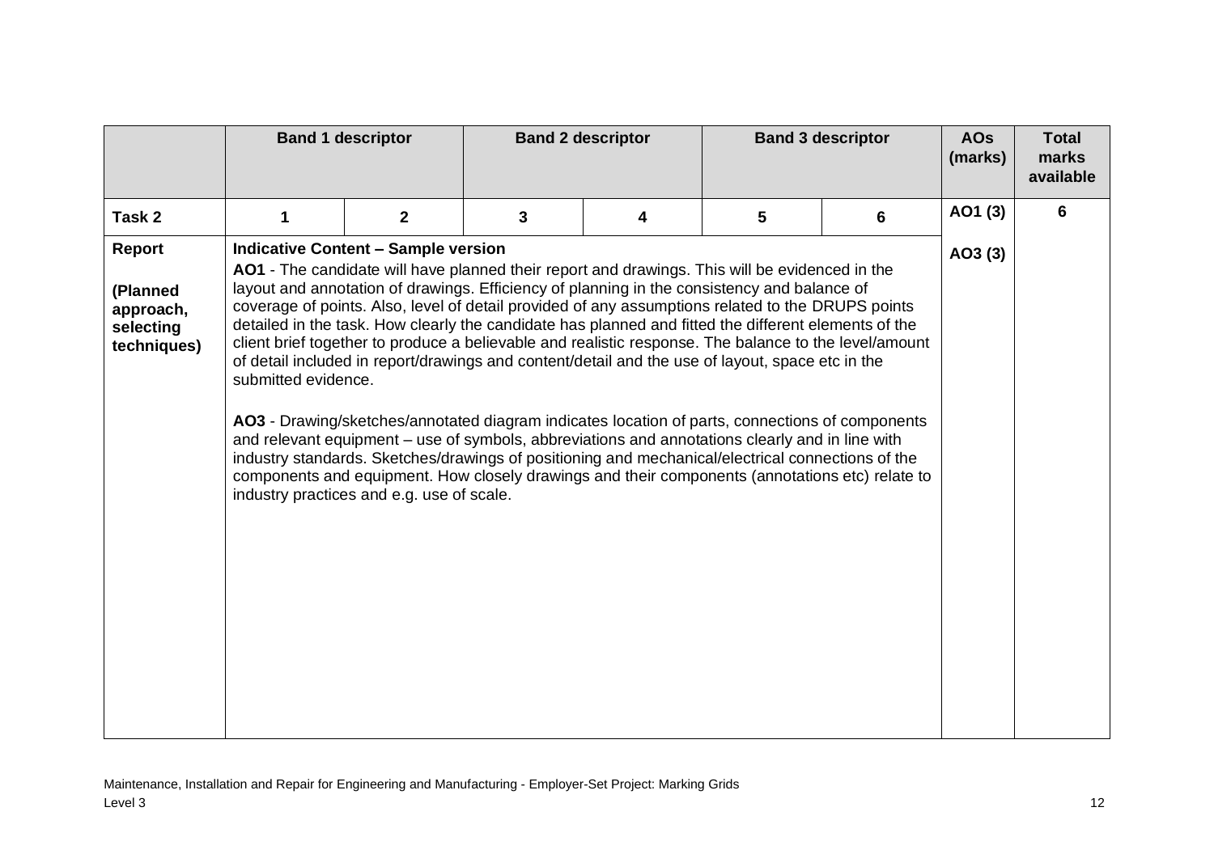| | Band 1 descriptor | | Band 2 descriptor | | Band 3 descriptor | | AOs (marks) | Total marks available |
|---|---|---|---|---|---|---|---|---|
| **Task 2** | **1** | **2** | **3** | **4** | **5** | **6** | **AO1 (3)** | **6** |
| **Report**<br><br>**(Planned approach, selecting techniques)** | **Indicative Content – Sample version**<br>**AO1** - The candidate will have planned their report and drawings. This will be evidenced in the layout and annotation of drawings. Efficiency of planning in the consistency and balance of coverage of points. Also, level of detail provided of any assumptions related to the DRUPS points detailed in the task. How clearly the candidate has planned and fitted the different elements of the client brief together to produce a believable and realistic response. The balance to the level/amount of detail included in report/drawings and content/detail and the use of layout, space etc in the submitted evidence.<br><br>**AO3** - Drawing/sketches/annotated diagram indicates location of parts, connections of components and relevant equipment – use of symbols, abbreviations and annotations clearly and in line with industry standards. Sketches/drawings of positioning and mechanical/electrical connections of the components and equipment. How closely drawings and their components (annotations etc) relate to industry practices and e.g. use of scale. | | | | | | **AO3 (3)** | |

Maintenance, Installation and Repair for Engineering and Manufacturing - Employer-Set Project: Marking Grids
Level 3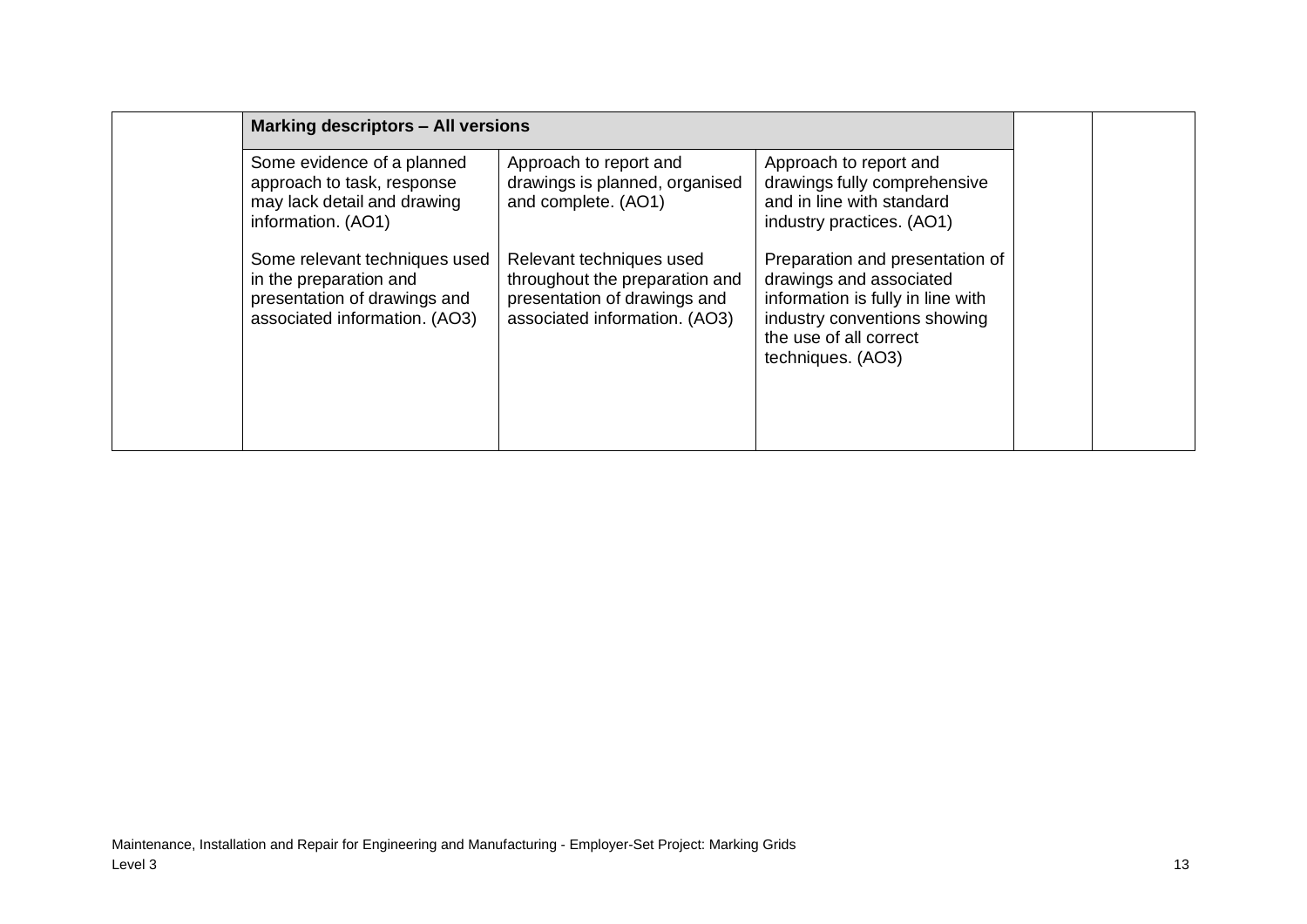| | Marking descriptors – All versions | | | | |
|---|---|---|---|---|---|
| | Some evidence of a planned approach to task, response may lack detail and drawing information. (AO1)<br><br>Some relevant techniques used in the preparation and presentation of drawings and associated information. (AO3) | Approach to report and drawings is planned, organised and complete. (AO1)<br><br>Relevant techniques used throughout the preparation and presentation of drawings and associated information. (AO3) | Approach to report and drawings fully comprehensive and in line with standard industry practices. (AO1)<br><br>Preparation and presentation of drawings and associated information is fully in line with industry conventions showing the use of all correct techniques. (AO3) | | |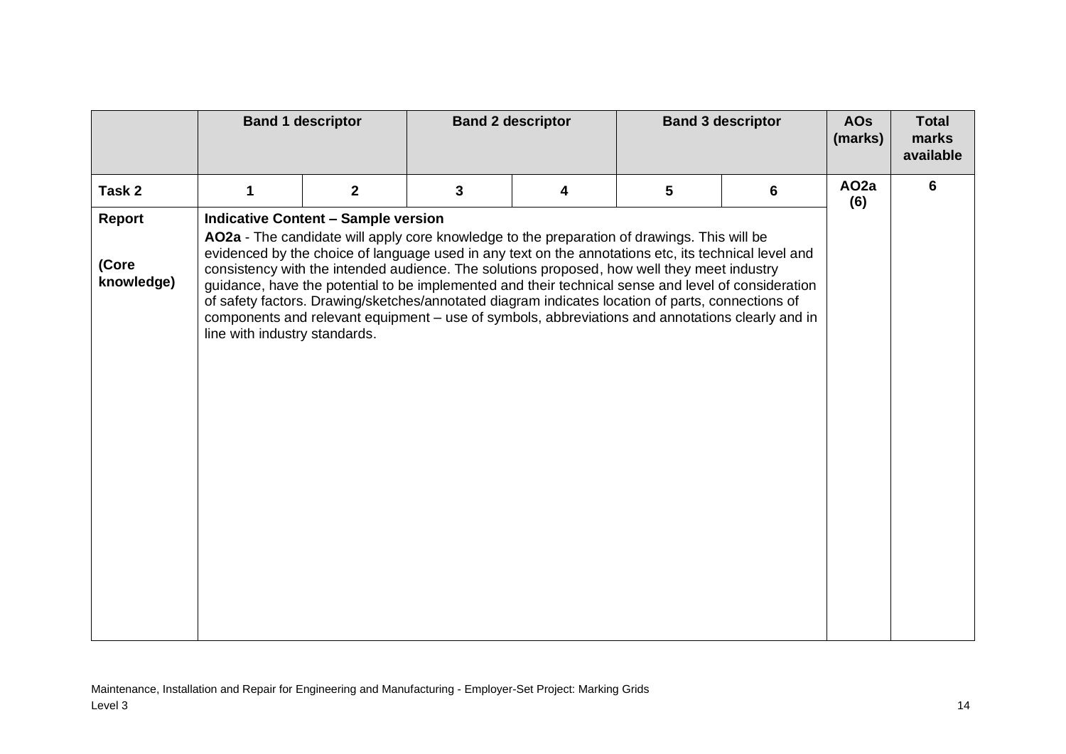| | Band 1 descriptor | | Band 2 descriptor | | Band 3 descriptor | | AOs (marks) | Total marks available |
|---|---|---|---|---|---|---|---|---|
| **Task 2** | **1** | **2** | **3** | **4** | **5** | **6** | **AO2a (6)** | **6** |
| **Report**<br><br>**(Core knowledge)** | **Indicative Content – Sample version**<br>**AO2a** - The candidate will apply core knowledge to the preparation of drawings. This will be evidenced by the choice of language used in any text on the annotations etc, its technical level and consistency with the intended audience. The solutions proposed, how well they meet industry guidance, have the potential to be implemented and their technical sense and level of consideration of safety factors. Drawing/sketches/annotated diagram indicates location of parts, connections of components and relevant equipment – use of symbols, abbreviations and annotations clearly and in line with industry standards. | | | | | | | |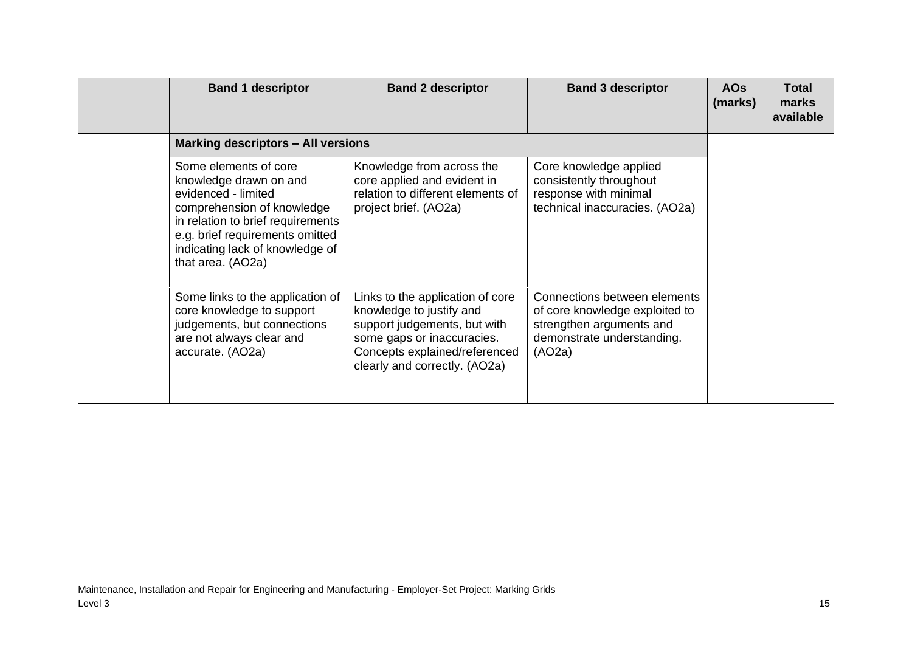| | Band 1 descriptor | Band 2 descriptor | Band 3 descriptor | AOs (marks) | Total marks available |
|---|---|---|---|---|---|
| | **Marking descriptors – All versions** | | | | |
| | Some elements of core knowledge drawn on and evidenced - limited comprehension of knowledge in relation to brief requirements e.g. brief requirements omitted indicating lack of knowledge of that area. (AO2a) | Knowledge from across the core applied and evident in relation to different elements of project brief. (AO2a) | Core knowledge applied consistently throughout response with minimal technical inaccuracies. (AO2a) | | |
| | Some links to the application of core knowledge to support judgements, but connections are not always clear and accurate. (AO2a) | Links to the application of core knowledge to justify and support judgements, but with some gaps or inaccuracies. Concepts explained/referenced clearly and correctly. (AO2a) | Connections between elements of core knowledge exploited to strengthen arguments and demonstrate understanding. (AO2a) | | |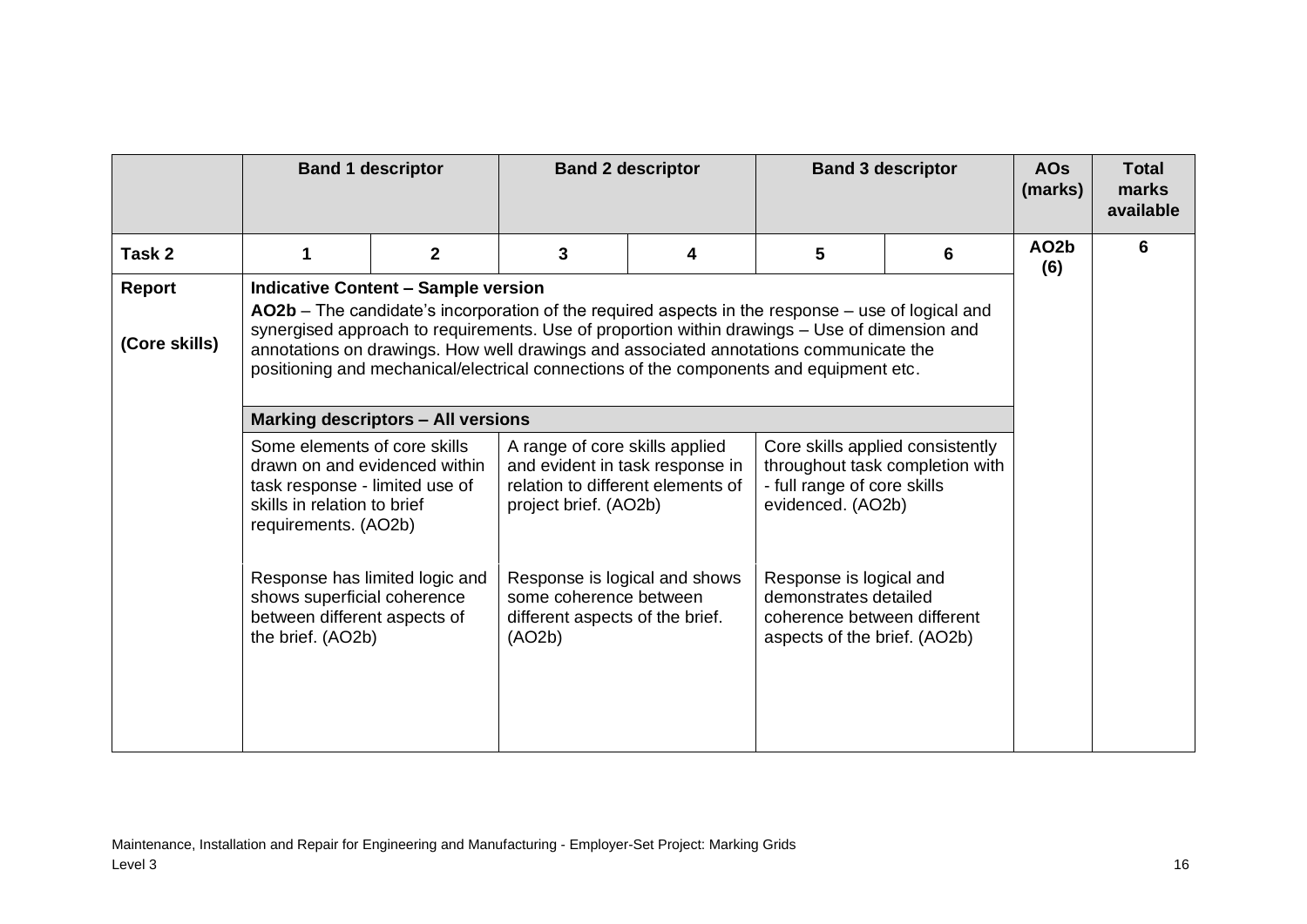| | Band 1 descriptor | | Band 2 descriptor | | Band 3 descriptor | | AOs (marks) | Total marks available |
|---|---|---|---|---|---|---|---|---|
| **Task 2** | **1** | **2** | **3** | **4** | **5** | **6** | **AO2b (6)** | **6** |
| **Report**<br><br>**(Core skills)** | **Indicative Content – Sample version**<br>**AO2b** – The candidate's incorporation of the required aspects in the response – use of logical and synergised approach to requirements. Use of proportion within drawings – Use of dimension and annotations on drawings. How well drawings and associated annotations communicate the positioning and mechanical/electrical connections of the components and equipment etc. | | | | | | | |
| | **Marking descriptors – All versions** | | | | | | | |
| | Some elements of core skills drawn on and evidenced within task response - limited use of skills in relation to brief requirements. (AO2b)<br><br>Response has limited logic and shows superficial coherence between different aspects of the brief. (AO2b) | | A range of core skills applied and evident in task response in relation to different elements of project brief. (AO2b)<br><br>Response is logical and shows some coherence between different aspects of the brief. (AO2b) | | Core skills applied consistently throughout task completion with - full range of core skills evidenced. (AO2b)<br><br>Response is logical and demonstrates detailed coherence between different aspects of the brief. (AO2b) | | | |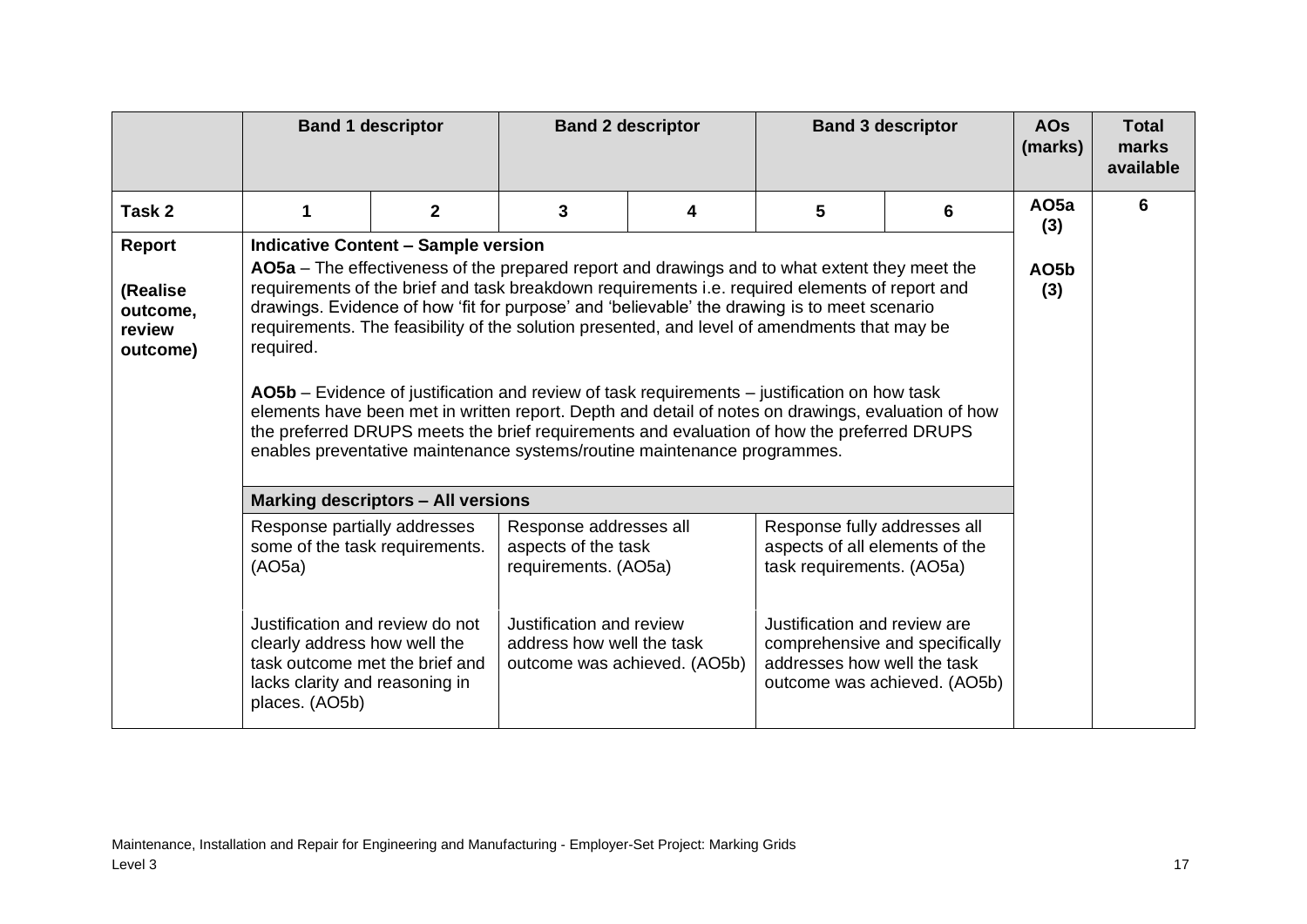| | Band 1 descriptor | | Band 2 descriptor | | Band 3 descriptor | | AOs (marks) | Total marks available |
|---|---|---|---|---|---|---|---|---|
| **Task 2** | **1** | **2** | **3** | **4** | **5** | **6** | **AO5a (3)**<br><br>**AO5b (3)** | **6** |
| **Report**<br><br>**(Realise outcome, review outcome)** | **Indicative Content – Sample version**<br><br>**AO5a** – The effectiveness of the prepared report and drawings and to what extent they meet the requirements of the brief and task breakdown requirements i.e. required elements of report and drawings. Evidence of how 'fit for purpose' and 'believable' the drawing is to meet scenario requirements. The feasibility of the solution presented, and level of amendments that may be required.<br><br>**AO5b** – Evidence of justification and review of task requirements – justification on how task elements have been met in written report. Depth and detail of notes on drawings, evaluation of how the preferred DRUPS meets the brief requirements and evaluation of how the preferred DRUPS enables preventative maintenance systems/routine maintenance programmes. | | | | | | | |
| | **Marking descriptors – All versions** | | | | | | | |
| | Response partially addresses some of the task requirements. (AO5a)<br><br>Justification and review do not clearly address how well the task outcome met the brief and lacks clarity and reasoning in places. (AO5b) | | Response addresses all aspects of the task requirements. (AO5a)<br><br>Justification and review address how well the task outcome was achieved. (AO5b) | | Response fully addresses all aspects of all elements of the task requirements. (AO5a)<br><br>Justification and review are comprehensive and specifically addresses how well the task outcome was achieved. (AO5b) | | | |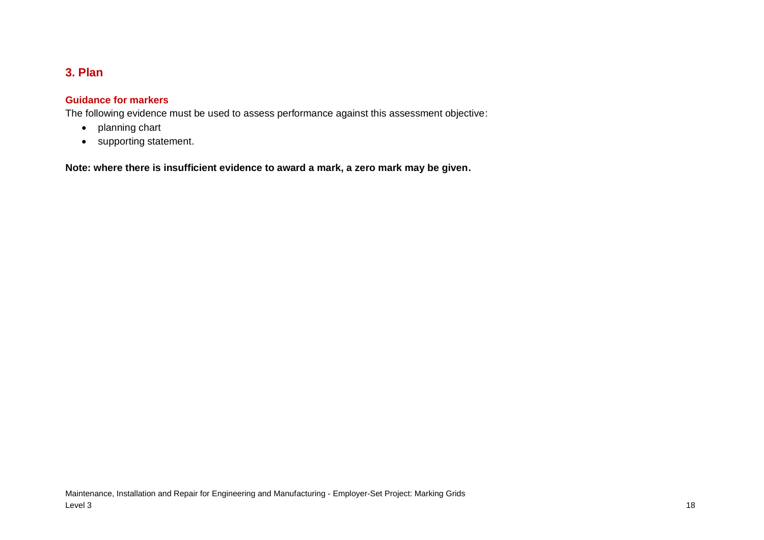## 3. Plan

### Guidance for markers

The following evidence must be used to assess performance against this assessment objective:

- planning chart
- supporting statement.

**Note: where there is insufficient evidence to award a mark, a zero mark may be given.**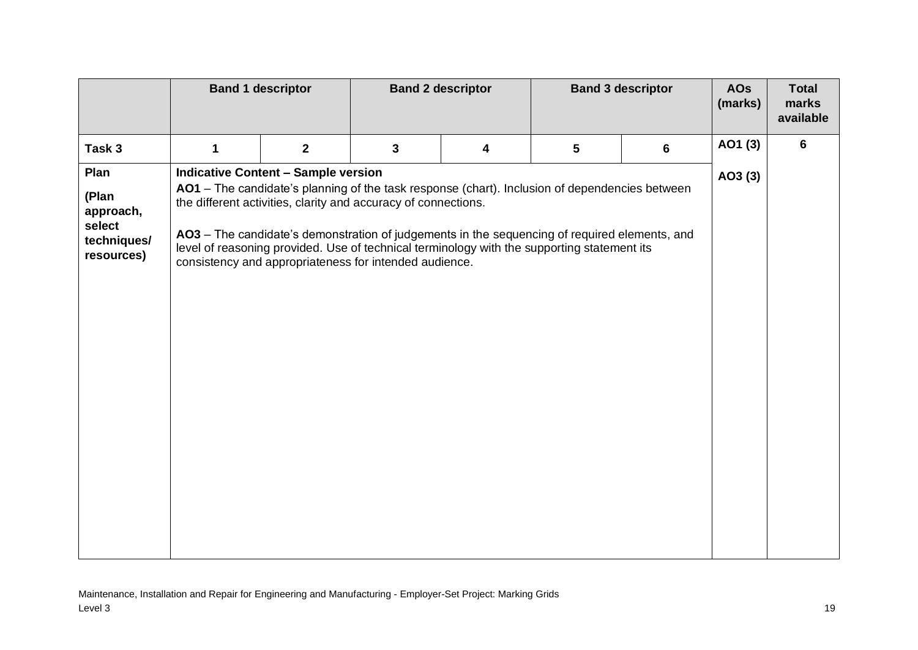| | Band 1 descriptor | | Band 2 descriptor | | Band 3 descriptor | | AOs (marks) | Total marks available |
|---|---|---|---|---|---|---|---|---|
| **Task 3** | **1** | **2** | **3** | **4** | **5** | **6** | **AO1 (3)** | **6** |
| **Plan**<br><br>**(Plan approach, select techniques/ resources)** | **Indicative Content – Sample version**<br>**AO1** – The candidate's planning of the task response (chart). Inclusion of dependencies between the different activities, clarity and accuracy of connections.<br><br>**AO3** – The candidate's demonstration of judgements in the sequencing of required elements, and level of reasoning provided. Use of technical terminology with the supporting statement its consistency and appropriateness for intended audience. | | | | | | **AO3 (3)** | |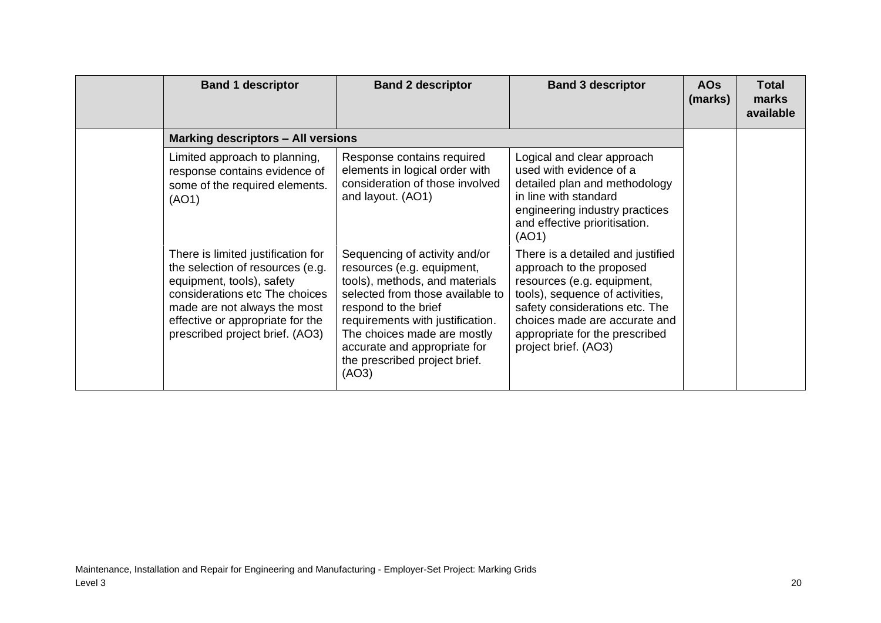| | Band 1 descriptor | Band 2 descriptor | Band 3 descriptor | AOs (marks) | Total marks available |
|---|---|---|---|---|---|
| | **Marking descriptors – All versions** | | | | |
| | Limited approach to planning, response contains evidence of some of the required elements. (AO1) | Response contains required elements in logical order with consideration of those involved and layout. (AO1) | Logical and clear approach used with evidence of a detailed plan and methodology in line with standard engineering industry practices and effective prioritisation. (AO1) | | |
| | There is limited justification for the selection of resources (e.g. equipment, tools), safety considerations etc The choices made are not always the most effective or appropriate for the prescribed project brief. (AO3) | Sequencing of activity and/or resources (e.g. equipment, tools), methods, and materials selected from those available to respond to the brief requirements with justification. The choices made are mostly accurate and appropriate for the prescribed project brief. (AO3) | There is a detailed and justified approach to the proposed resources (e.g. equipment, tools), sequence of activities, safety considerations etc. The choices made are accurate and appropriate for the prescribed project brief. (AO3) | | |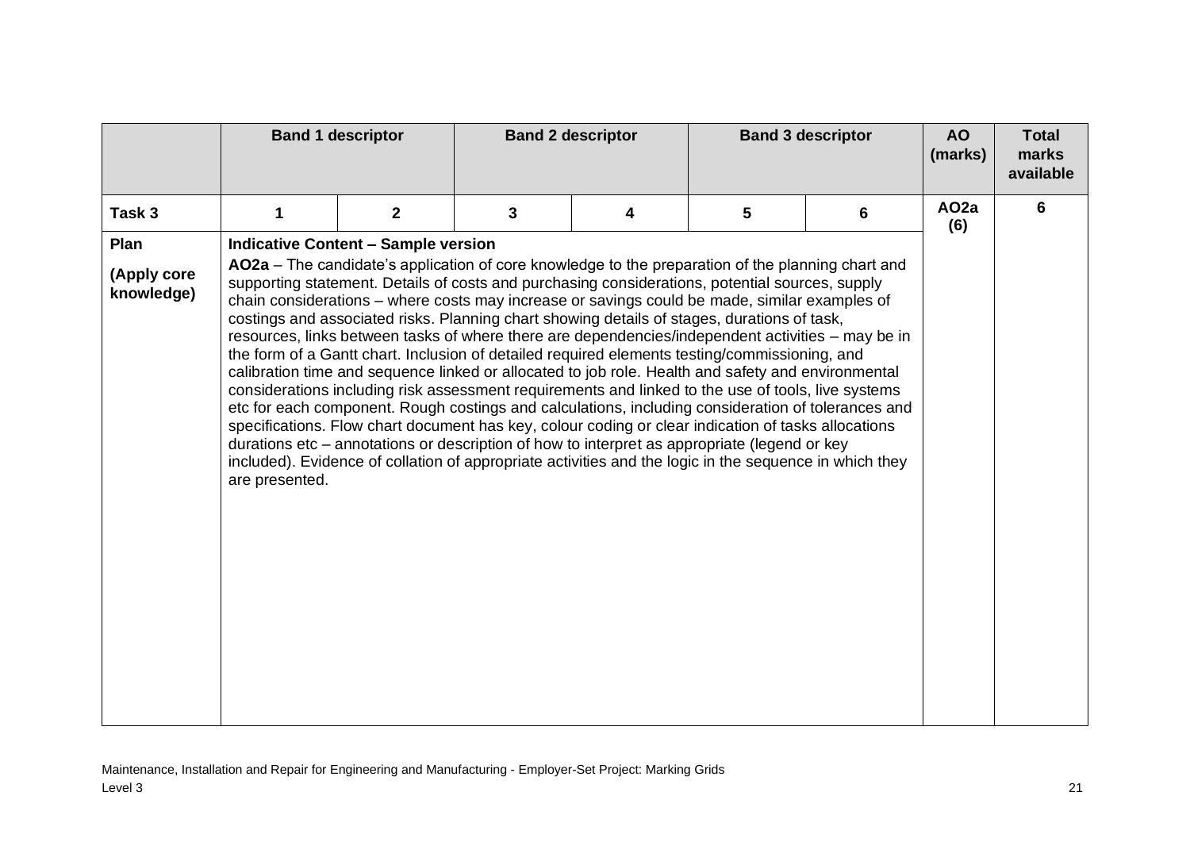| | Band 1 descriptor | | Band 2 descriptor | | Band 3 descriptor | | AO (marks) | Total marks available |
|---|---|---|---|---|---|---|---|---|
| **Task 3** | **1** | **2** | **3** | **4** | **5** | **6** | **AO2a (6)** | **6** |
| **Plan**<br><br>**(Apply core knowledge)** | **Indicative Content – Sample version**<br><br>**AO2a** – The candidate's application of core knowledge to the preparation of the planning chart and supporting statement. Details of costs and purchasing considerations, potential sources, supply chain considerations – where costs may increase or savings could be made, similar examples of costings and associated risks. Planning chart showing details of stages, durations of task, resources, links between tasks of where there are dependencies/independent activities – may be in the form of a Gantt chart. Inclusion of detailed required elements testing/commissioning, and calibration time and sequence linked or allocated to job role. Health and safety and environmental considerations including risk assessment requirements and linked to the use of tools, live systems etc for each component. Rough costings and calculations, including consideration of tolerances and specifications. Flow chart document has key, colour coding or clear indication of tasks allocations durations etc – annotations or description of how to interpret as appropriate (legend or key included). Evidence of collation of appropriate activities and the logic in the sequence in which they are presented. | | | | | | | |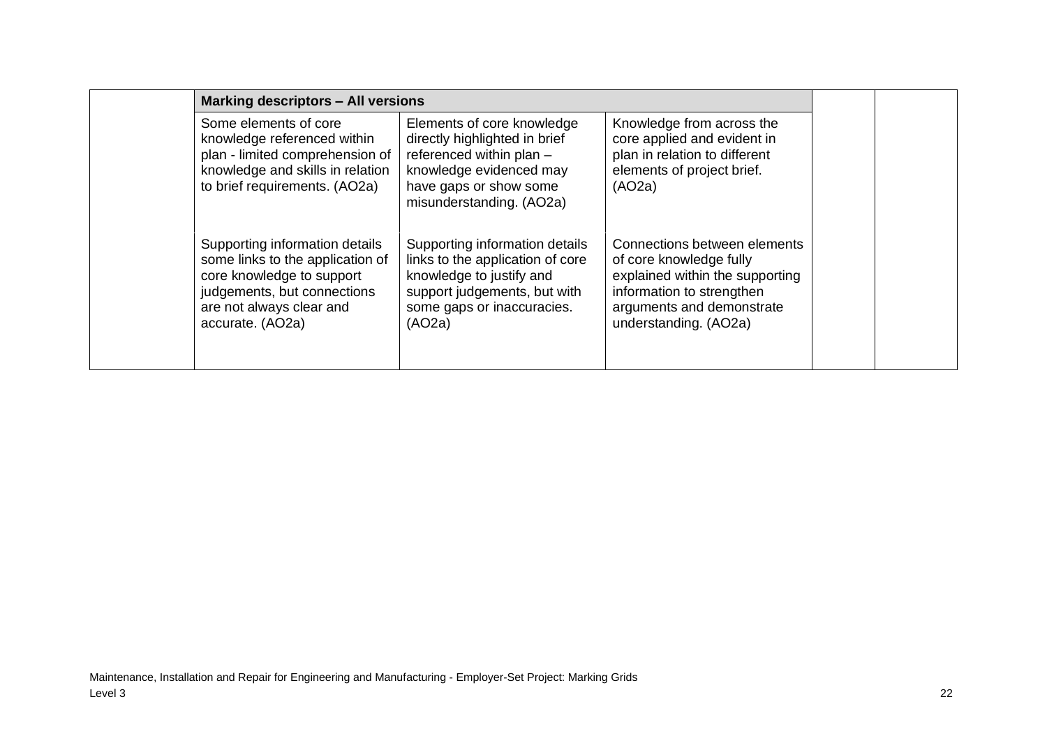| | Marking descriptors – All versions | | | | |
|---|---|---|---|---|---|
| | Some elements of core knowledge referenced within plan - limited comprehension of knowledge and skills in relation to brief requirements. (AO2a) | Elements of core knowledge directly highlighted in brief referenced within plan – knowledge evidenced may have gaps or show some misunderstanding. (AO2a) | Knowledge from across the core applied and evident in plan in relation to different elements of project brief. (AO2a) | | |
| | Supporting information details some links to the application of core knowledge to support judgements, but connections are not always clear and accurate. (AO2a) | Supporting information details links to the application of core knowledge to justify and support judgements, but with some gaps or inaccuracies. (AO2a) | Connections between elements of core knowledge fully explained within the supporting information to strengthen arguments and demonstrate understanding. (AO2a) | | |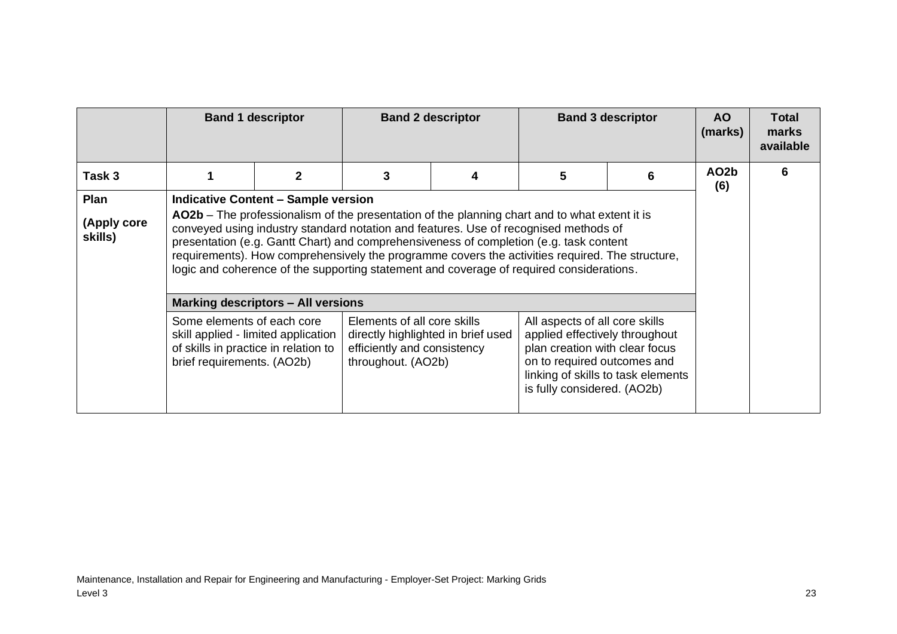| | Band 1 descriptor | | Band 2 descriptor | | Band 3 descriptor | | AO (marks) | Total marks available |
|---|---|---|---|---|---|---|---|---|
| **Task 3** | **1** | **2** | **3** | **4** | **5** | **6** | **AO2b (6)** | **6** |
| **Plan**<br><br>**(Apply core skills)** | **Indicative Content – Sample version**<br>**AO2b** – The professionalism of the presentation of the planning chart and to what extent it is conveyed using industry standard notation and features. Use of recognised methods of presentation (e.g. Gantt Chart) and comprehensiveness of completion (e.g. task content requirements). How comprehensively the programme covers the activities required. The structure, logic and coherence of the supporting statement and coverage of required considerations. | | | | | | | |
| | **Marking descriptors – All versions** | | | | | | | |
| | Some elements of each core skill applied - limited application of skills in practice in relation to brief requirements. (AO2b) | | Elements of all core skills directly highlighted in brief used efficiently and consistency throughout. (AO2b) | | All aspects of all core skills applied effectively throughout plan creation with clear focus on to required outcomes and linking of skills to task elements is fully considered. (AO2b) | | | |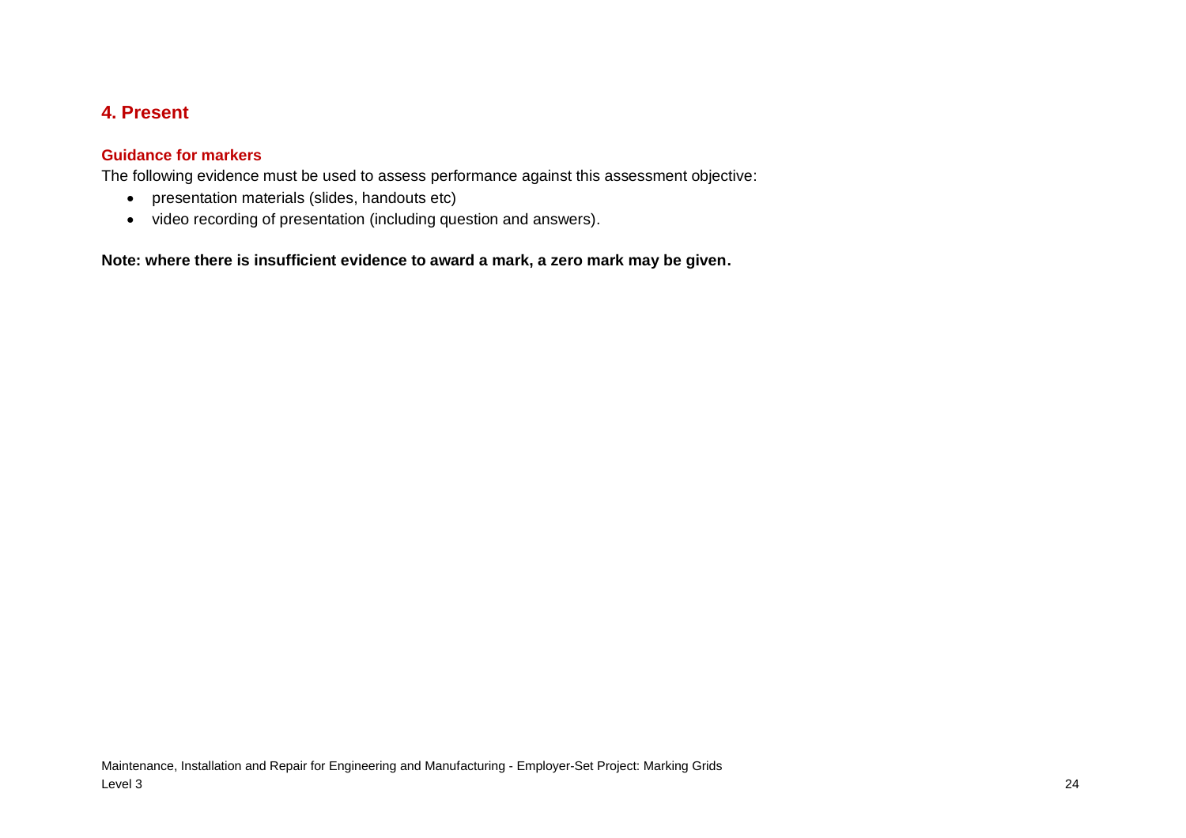## 4. Present

### Guidance for markers

The following evidence must be used to assess performance against this assessment objective:

- presentation materials (slides, handouts etc)
- video recording of presentation (including question and answers).

**Note: where there is insufficient evidence to award a mark, a zero mark may be given.**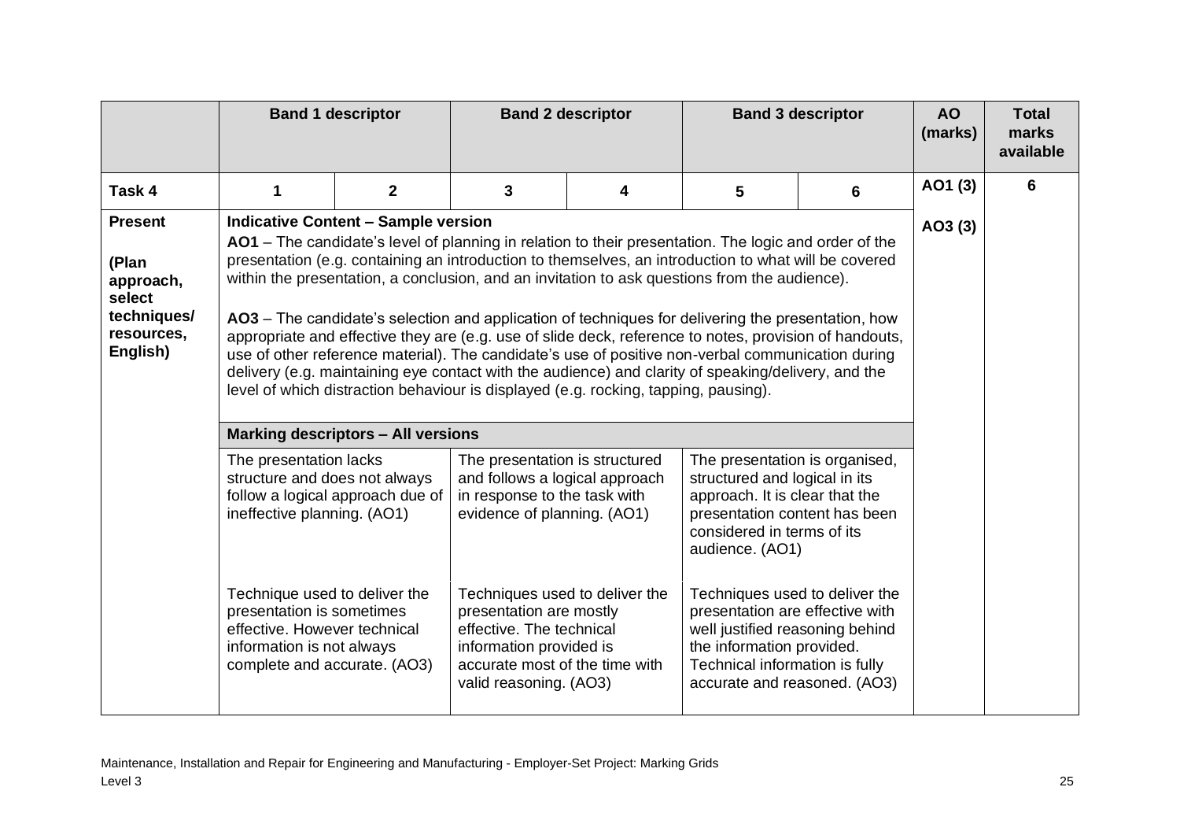| | Band 1 descriptor | | Band 2 descriptor | | Band 3 descriptor | | AO (marks) | Total marks available |
|---|---|---|---|---|---|---|---|---|
| **Task 4** | **1** | **2** | **3** | **4** | **5** | **6** | **AO1 (3)** | **6** |
| **Present**<br><br>**(Plan approach, select techniques/ resources, English)** | **Indicative Content – Sample version**<br>**AO1** – The candidate's level of planning in relation to their presentation. The logic and order of the presentation (e.g. containing an introduction to themselves, an introduction to what will be covered within the presentation, a conclusion, and an invitation to ask questions from the audience).<br><br>**AO3** – The candidate's selection and application of techniques for delivering the presentation, how appropriate and effective they are (e.g. use of slide deck, reference to notes, provision of handouts, use of other reference material). The candidate's use of positive non-verbal communication during delivery (e.g. maintaining eye contact with the audience) and clarity of speaking/delivery, and the level of which distraction behaviour is displayed (e.g. rocking, tapping, pausing). | | | | | | **AO3 (3)** | |
| | **Marking descriptors – All versions** | | | | | | | |
| | The presentation lacks structure and does not always follow a logical approach due of ineffective planning. (AO1)<br><br>Technique used to deliver the presentation is sometimes effective. However technical information is not always complete and accurate. (AO3) | | The presentation is structured and follows a logical approach in response to the task with evidence of planning. (AO1)<br><br>Techniques used to deliver the presentation are mostly effective. The technical information provided is accurate most of the time with valid reasoning. (AO3) | | The presentation is organised, structured and logical in its approach. It is clear that the presentation content has been considered in terms of its audience. (AO1)<br><br>Techniques used to deliver the presentation are effective with well justified reasoning behind the information provided. Technical information is fully accurate and reasoned. (AO3) | | | |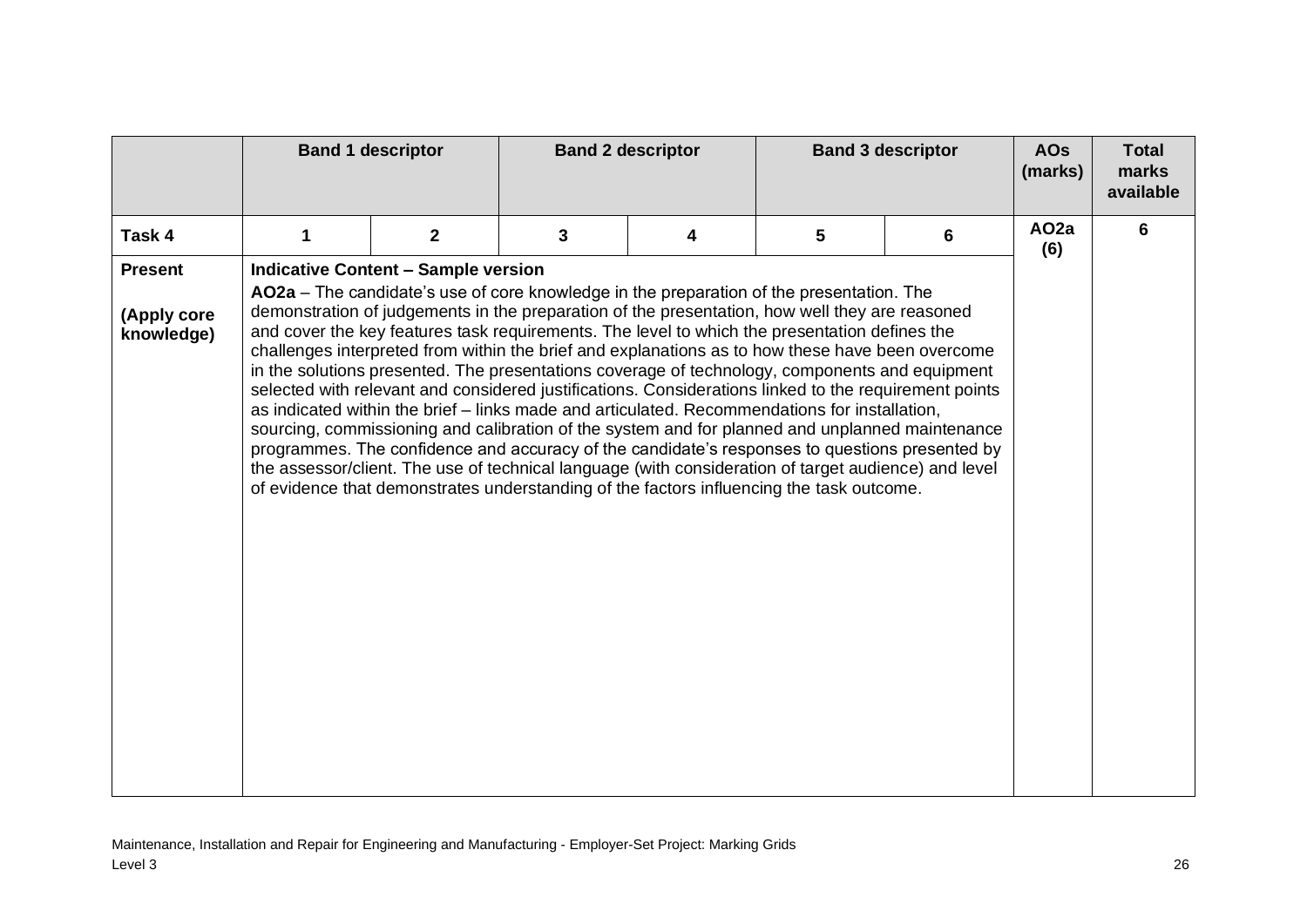| | Band 1 descriptor | | Band 2 descriptor | | Band 3 descriptor | | AOs (marks) | Total marks available |
|---|---|---|---|---|---|---|---|---|
| **Task 4** | **1** | **2** | **3** | **4** | **5** | **6** | **AO2a (6)** | **6** |
| **Present**<br><br>**(Apply core knowledge)** | **Indicative Content – Sample version**<br>**AO2a** – The candidate's use of core knowledge in the preparation of the presentation. The demonstration of judgements in the preparation of the presentation, how well they are reasoned and cover the key features task requirements. The level to which the presentation defines the challenges interpreted from within the brief and explanations as to how these have been overcome in the solutions presented. The presentations coverage of technology, components and equipment selected with relevant and considered justifications. Considerations linked to the requirement points as indicated within the brief – links made and articulated. Recommendations for installation, sourcing, commissioning and calibration of the system and for planned and unplanned maintenance programmes. The confidence and accuracy of the candidate's responses to questions presented by the assessor/client. The use of technical language (with consideration of target audience) and level of evidence that demonstrates understanding of the factors influencing the task outcome. | | | | | | | |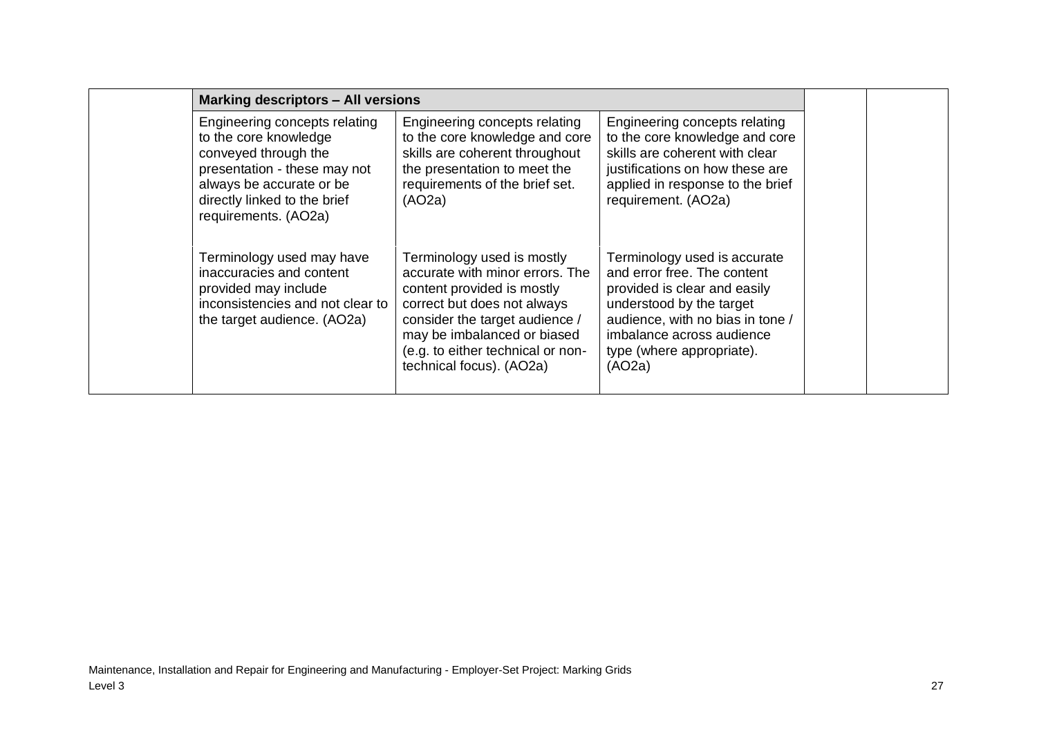| | Marking descriptors – All versions | | | | |
|---|---|---|---|---|---|
| | Engineering concepts relating to the core knowledge conveyed through the presentation - these may not always be accurate or be directly linked to the brief requirements. (AO2a) | Engineering concepts relating to the core knowledge and core skills are coherent throughout the presentation to meet the requirements of the brief set. (AO2a) | Engineering concepts relating to the core knowledge and core skills are coherent with clear justifications on how these are applied in response to the brief requirement. (AO2a) | | |
| | Terminology used may have inaccuracies and content provided may include inconsistencies and not clear to the target audience. (AO2a) | Terminology used is mostly accurate with minor errors. The content provided is mostly correct but does not always consider the target audience / may be imbalanced or biased (e.g. to either technical or non-technical focus). (AO2a) | Terminology used is accurate and error free. The content provided is clear and easily understood by the target audience, with no bias in tone / imbalance across audience type (where appropriate). (AO2a) | | |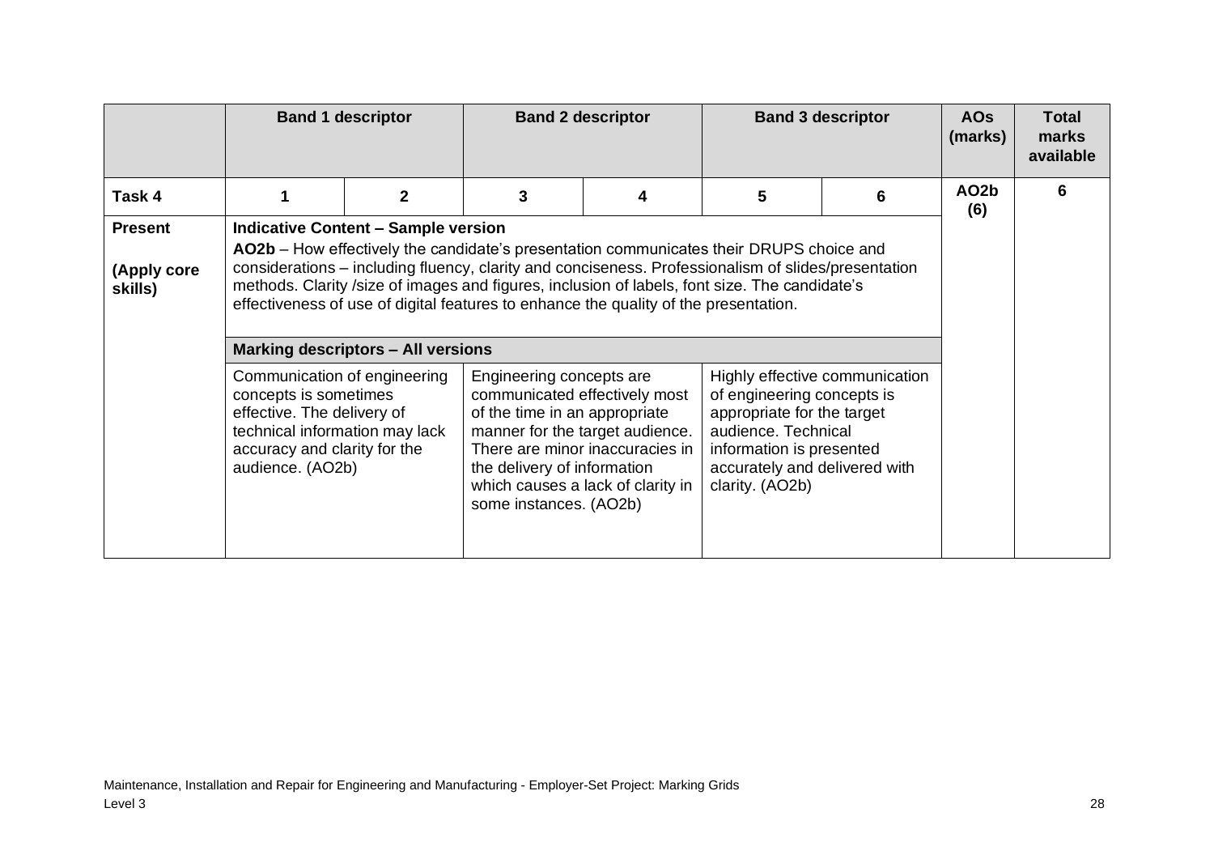| | Band 1 descriptor | | Band 2 descriptor | | Band 3 descriptor | | AOs (marks) | Total marks available |
|---|---|---|---|---|---|---|---|---|
| **Task 4** | **1** | **2** | **3** | **4** | **5** | **6** | **AO2b (6)** | **6** |
| **Present**<br><br>**(Apply core skills)** | **Indicative Content – Sample version**<br>**AO2b** – How effectively the candidate's presentation communicates their DRUPS choice and considerations – including fluency, clarity and conciseness. Professionalism of slides/presentation methods. Clarity /size of images and figures, inclusion of labels, font size. The candidate's effectiveness of use of digital features to enhance the quality of the presentation. | | | | | | | |
| | **Marking descriptors – All versions** | | | | | | | |
| | Communication of engineering concepts is sometimes effective. The delivery of technical information may lack accuracy and clarity for the audience. (AO2b) | | Engineering concepts are communicated effectively most of the time in an appropriate manner for the target audience. There are minor inaccuracies in the delivery of information which causes a lack of clarity in some instances. (AO2b) | | Highly effective communication of engineering concepts is appropriate for the target audience. Technical information is presented accurately and delivered with clarity. (AO2b) | | | |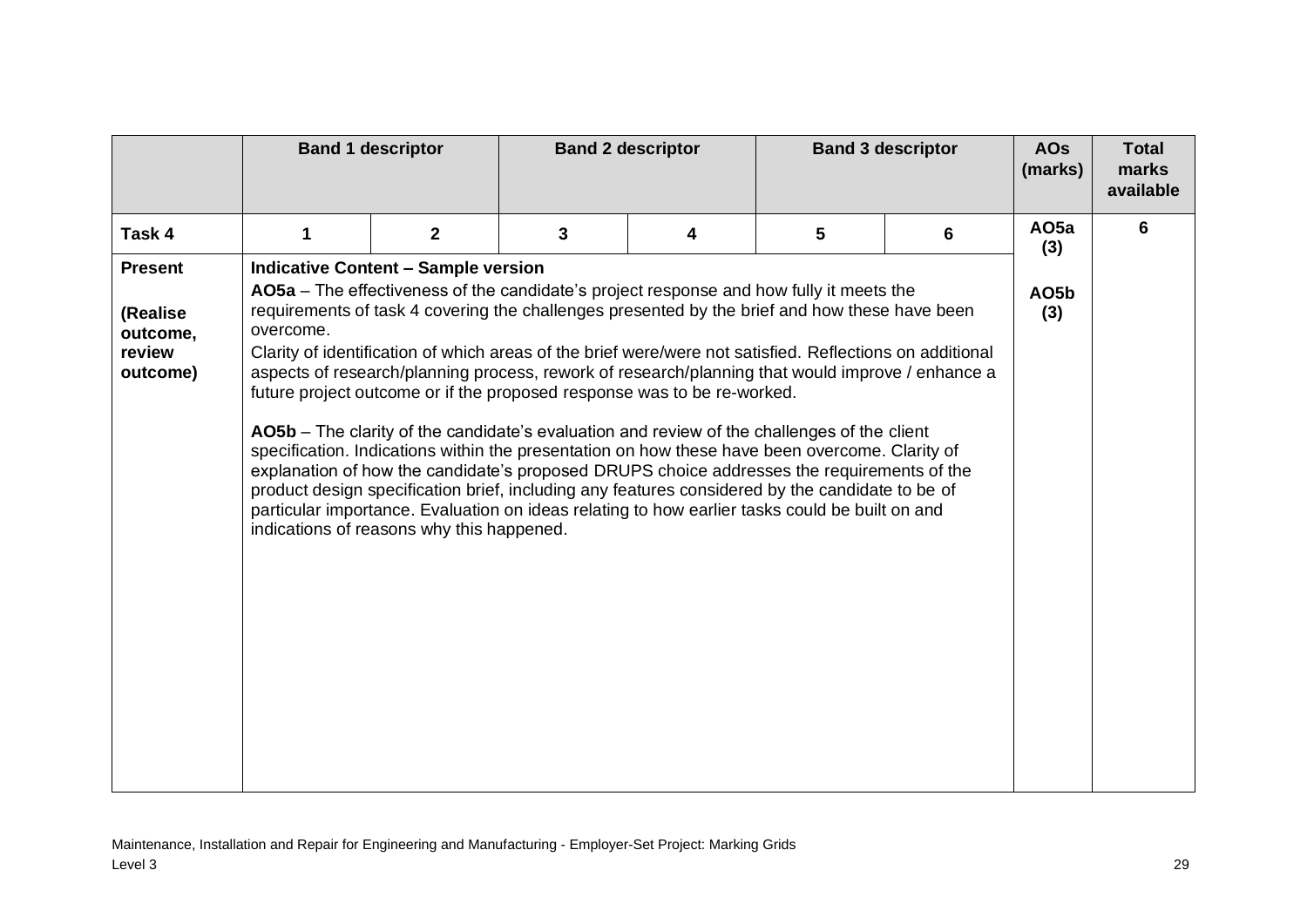| | Band 1 descriptor | | Band 2 descriptor | | Band 3 descriptor | | AOs (marks) | Total marks available |
|---|---|---|---|---|---|---|---|---|
| **Task 4** | **1** | **2** | **3** | **4** | **5** | **6** | **AO5a (3)**<br><br>**AO5b (3)** | **6** |
| **Present**<br><br>**(Realise outcome, review outcome)** | **Indicative Content – Sample version**<br>**AO5a** – The effectiveness of the candidate's project response and how fully it meets the requirements of task 4 covering the challenges presented by the brief and how these have been overcome.<br>Clarity of identification of which areas of the brief were/were not satisfied. Reflections on additional aspects of research/planning process, rework of research/planning that would improve / enhance a future project outcome or if the proposed response was to be re-worked.<br><br>**AO5b** – The clarity of the candidate's evaluation and review of the challenges of the client specification. Indications within the presentation on how these have been overcome. Clarity of explanation of how the candidate's proposed DRUPS choice addresses the requirements of the product design specification brief, including any features considered by the candidate to be of particular importance. Evaluation on ideas relating to how earlier tasks could be built on and indications of reasons why this happened. | | | | | | | |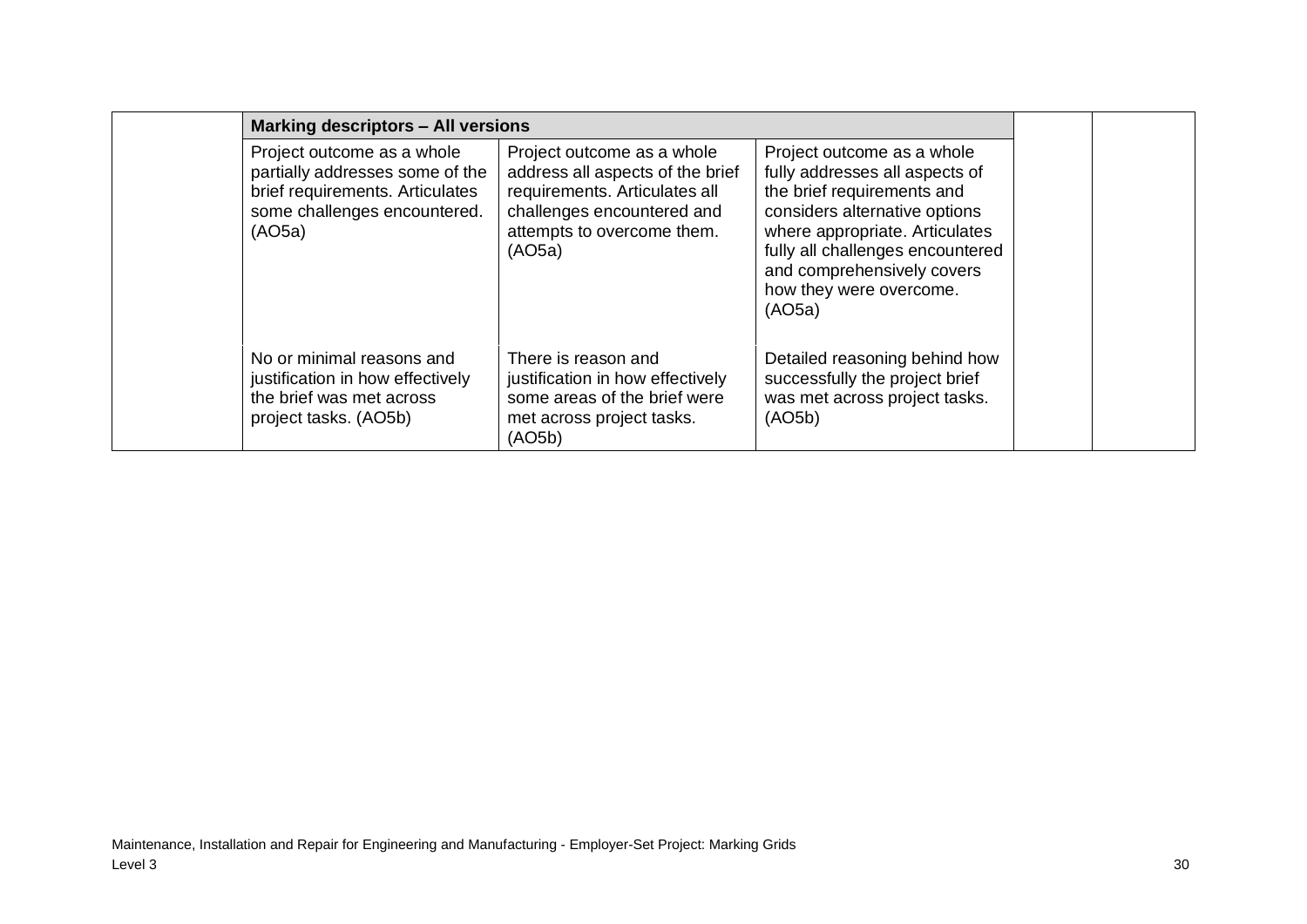| | Marking descriptors – All versions | | | | |
|---|---|---|---|---|---|
| | Project outcome as a whole partially addresses some of the brief requirements. Articulates some challenges encountered. (AO5a) | Project outcome as a whole address all aspects of the brief requirements. Articulates all challenges encountered and attempts to overcome them. (AO5a) | Project outcome as a whole fully addresses all aspects of the brief requirements and considers alternative options where appropriate. Articulates fully all challenges encountered and comprehensively covers how they were overcome. (AO5a) | | |
| | No or minimal reasons and justification in how effectively the brief was met across project tasks. (AO5b) | There is reason and justification in how effectively some areas of the brief were met across project tasks. (AO5b) | Detailed reasoning behind how successfully the project brief was met across project tasks. (AO5b) | | |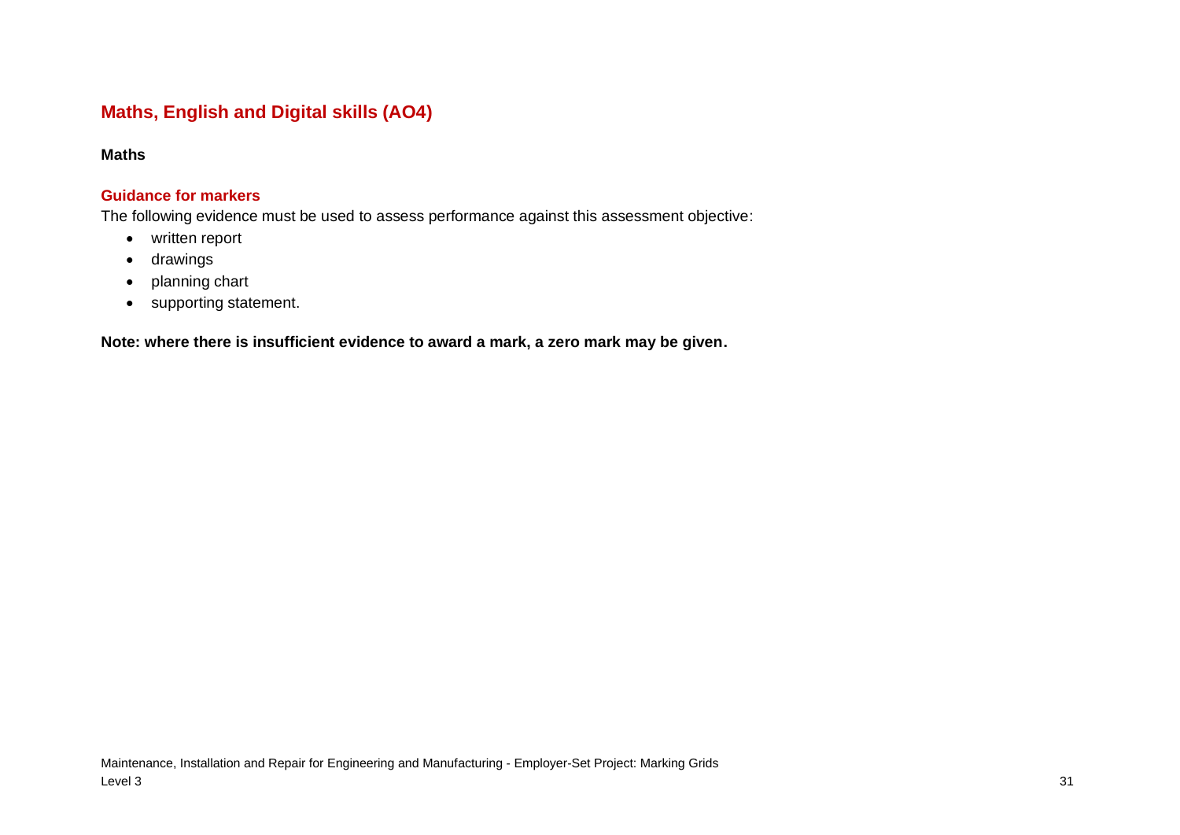## Maths, English and Digital skills (AO4)

### Maths

#### Guidance for markers

The following evidence must be used to assess performance against this assessment objective:

- written report
- drawings
- planning chart
- supporting statement.

**Note: where there is insufficient evidence to award a mark, a zero mark may be given.**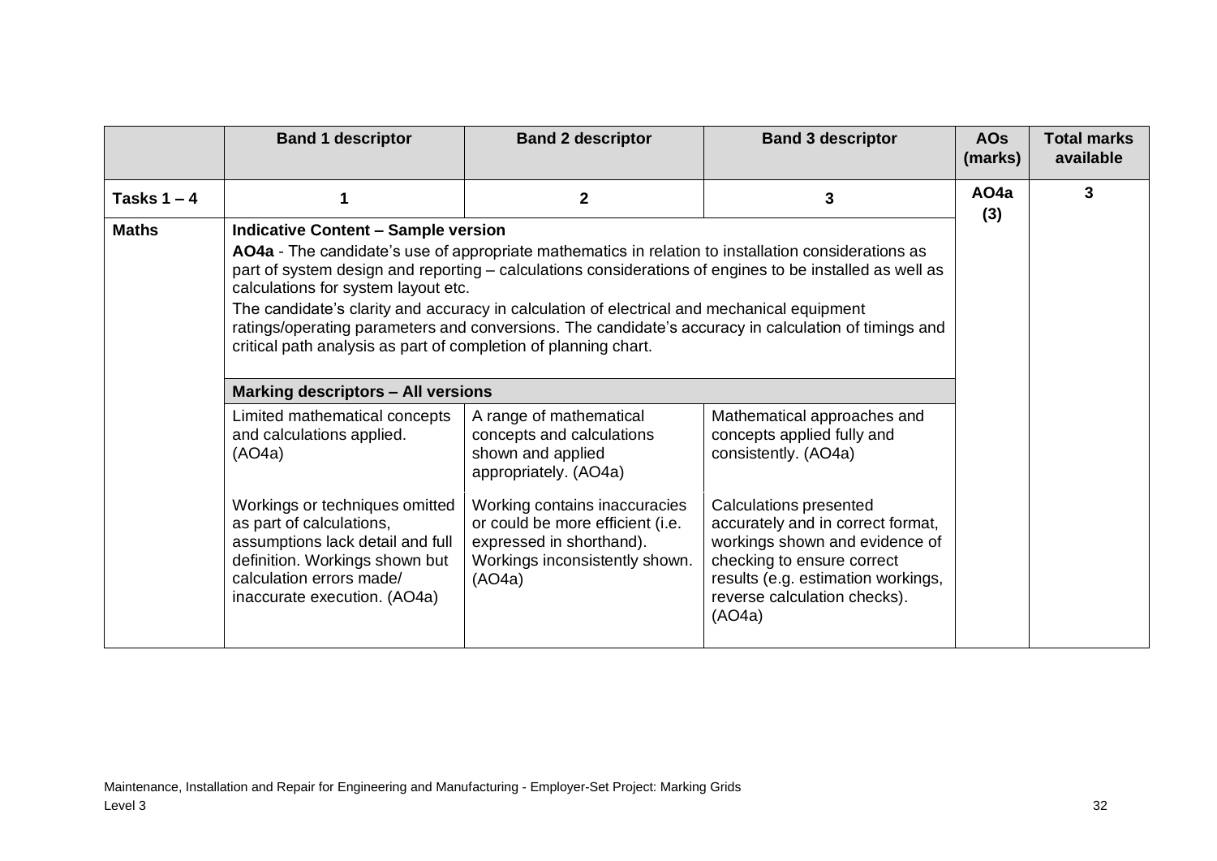| | Band 1 descriptor | Band 2 descriptor | Band 3 descriptor | AOs (marks) | Total marks available |
|---|---|---|---|---|---|
| **Tasks 1 – 4** | **1** | **2** | **3** | **AO4a (3)** | **3** |
| **Maths** | **Indicative Content – Sample version**<br>**AO4a** - The candidate's use of appropriate mathematics in relation to installation considerations as part of system design and reporting – calculations considerations of engines to be installed as well as calculations for system layout etc.<br>The candidate's clarity and accuracy in calculation of electrical and mechanical equipment ratings/operating parameters and conversions. The candidate's accuracy in calculation of timings and critical path analysis as part of completion of planning chart. | | | | |
| | **Marking descriptors – All versions** | | | | |
| | Limited mathematical concepts and calculations applied. (AO4a)<br><br>Workings or techniques omitted as part of calculations, assumptions lack detail and full definition. Workings shown but calculation errors made/ inaccurate execution. (AO4a) | A range of mathematical concepts and calculations shown and applied appropriately. (AO4a)<br><br>Working contains inaccuracies or could be more efficient (i.e. expressed in shorthand). Workings inconsistently shown. (AO4a) | Mathematical approaches and concepts applied fully and consistently. (AO4a)<br><br>Calculations presented accurately and in correct format, workings shown and evidence of checking to ensure correct results (e.g. estimation workings, reverse calculation checks). (AO4a) | | |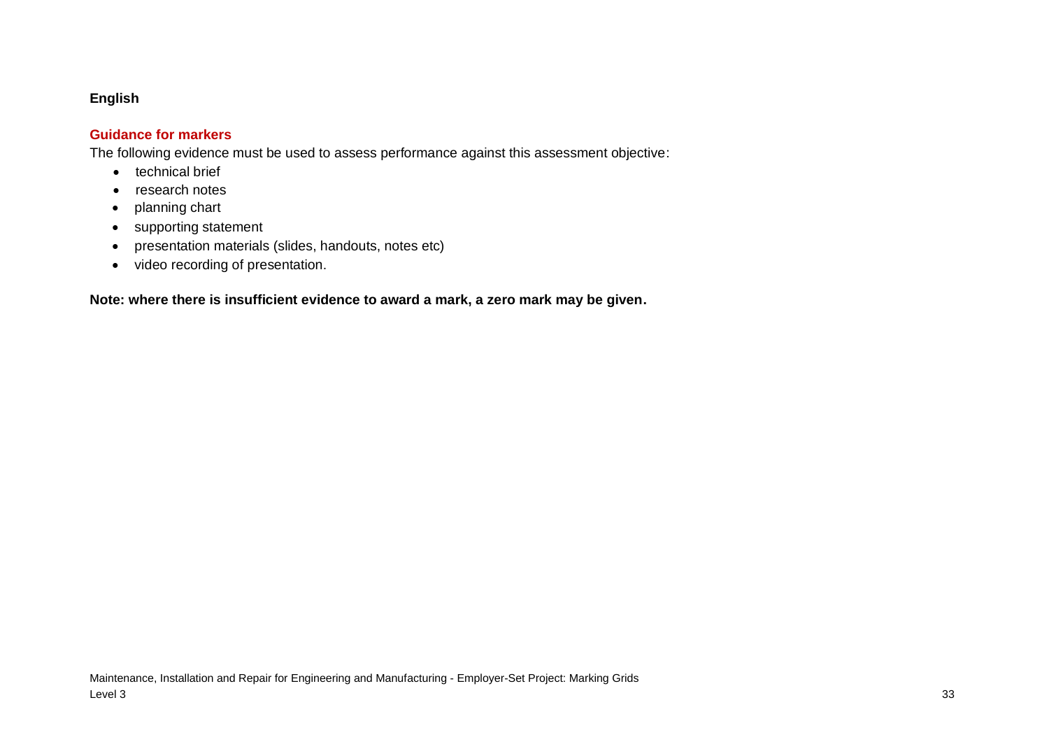**English**

**Guidance for markers**

The following evidence must be used to assess performance against this assessment objective:

- technical brief
- research notes
- planning chart
- supporting statement
- presentation materials (slides, handouts, notes etc)
- video recording of presentation.

**Note: where there is insufficient evidence to award a mark, a zero mark may be given.**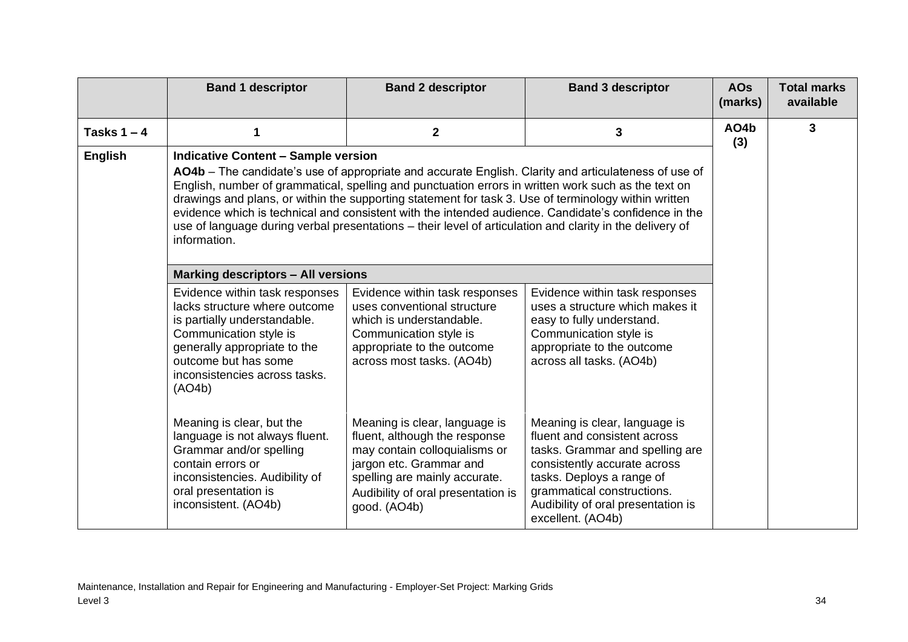| | Band 1 descriptor | Band 2 descriptor | Band 3 descriptor | AOs (marks) | Total marks available |
|---|---|---|---|---|---|
| **Tasks 1 – 4** | **1** | **2** | **3** | **AO4b (3)** | **3** |
| **English** | **Indicative Content – Sample version**<br>**AO4b** – The candidate's use of appropriate and accurate English. Clarity and articulateness of use of English, number of grammatical, spelling and punctuation errors in written work such as the text on drawings and plans, or within the supporting statement for task 3. Use of terminology within written evidence which is technical and consistent with the intended audience. Candidate's confidence in the use of language during verbal presentations – their level of articulation and clarity in the delivery of information. | | | | |
| | **Marking descriptors – All versions** | | | | |
| | Evidence within task responses lacks structure where outcome is partially understandable. Communication style is generally appropriate to the outcome but has some inconsistencies across tasks. (AO4b)<br><br>Meaning is clear, but the language is not always fluent. Grammar and/or spelling contain errors or inconsistencies. Audibility of oral presentation is inconsistent. (AO4b) | Evidence within task responses uses conventional structure which is understandable. Communication style is appropriate to the outcome across most tasks. (AO4b)<br><br>Meaning is clear, language is fluent, although the response may contain colloquialisms or jargon etc. Grammar and spelling are mainly accurate. Audibility of oral presentation is good. (AO4b) | Evidence within task responses uses a structure which makes it easy to fully understand. Communication style is appropriate to the outcome across all tasks. (AO4b)<br><br>Meaning is clear, language is fluent and consistent across tasks. Grammar and spelling are consistently accurate across tasks. Deploys a range of grammatical constructions. Audibility of oral presentation is excellent. (AO4b) | | |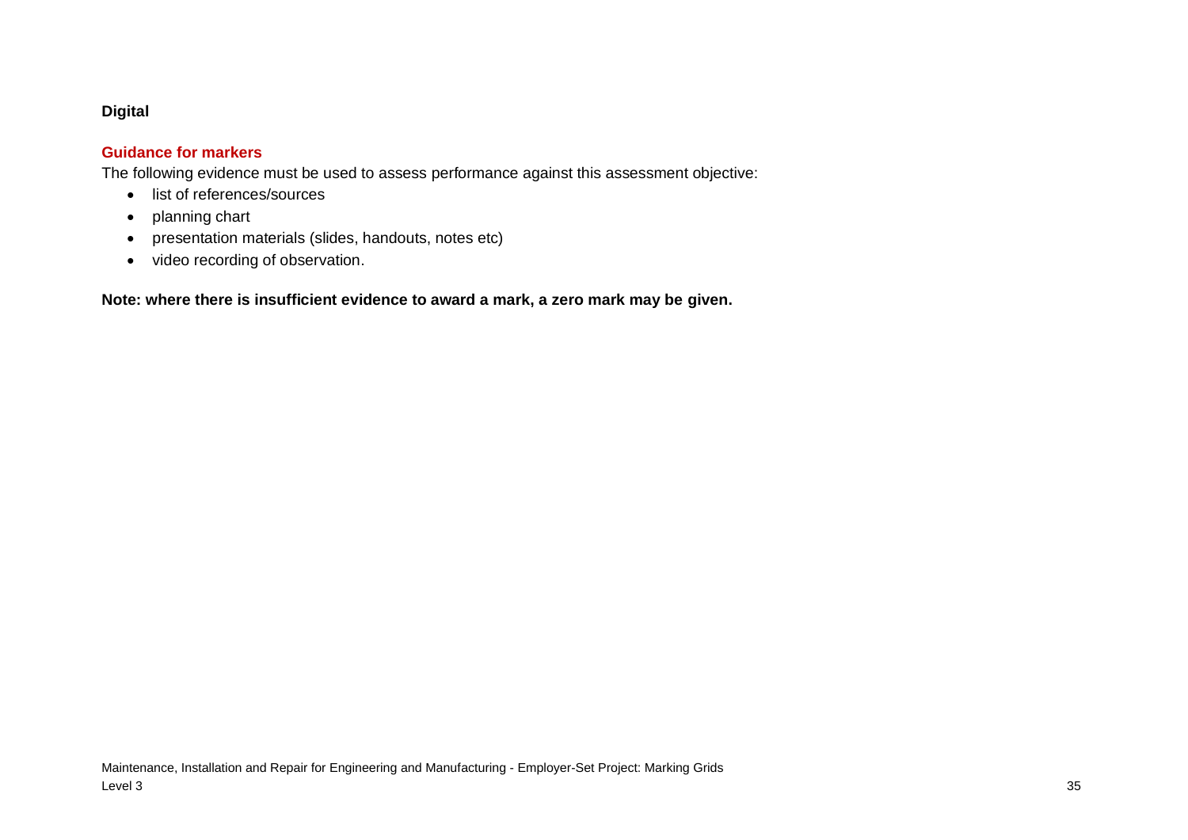**Digital**

### Guidance for markers

The following evidence must be used to assess performance against this assessment objective:

- list of references/sources
- planning chart
- presentation materials (slides, handouts, notes etc)
- video recording of observation.

**Note: where there is insufficient evidence to award a mark, a zero mark may be given.**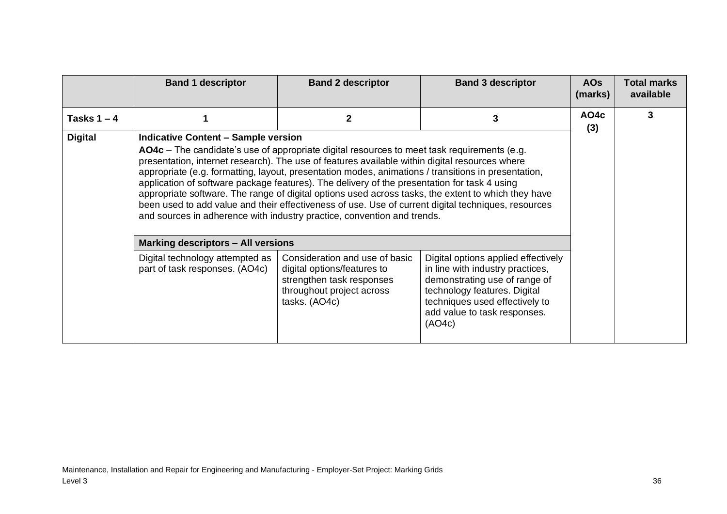| | Band 1 descriptor | Band 2 descriptor | Band 3 descriptor | AOs (marks) | Total marks available |
|---|---|---|---|---|---|
| **Tasks 1 – 4** | **1** | **2** | **3** | **AO4c (3)** | **3** |
| **Digital** | **Indicative Content – Sample version**<br>**AO4c** – The candidate's use of appropriate digital resources to meet task requirements (e.g. presentation, internet research). The use of features available within digital resources where appropriate (e.g. formatting, layout, presentation modes, animations / transitions in presentation, application of software package features). The delivery of the presentation for task 4 using appropriate software. The range of digital options used across tasks, the extent to which they have been used to add value and their effectiveness of use. Use of current digital techniques, resources and sources in adherence with industry practice, convention and trends. | | | | |
| | **Marking descriptors – All versions** | | | | |
| | Digital technology attempted as part of task responses. (AO4c) | Consideration and use of basic digital options/features to strengthen task responses throughout project across tasks. (AO4c) | Digital options applied effectively in line with industry practices, demonstrating use of range of technology features. Digital techniques used effectively to add value to task responses. (AO4c) | | |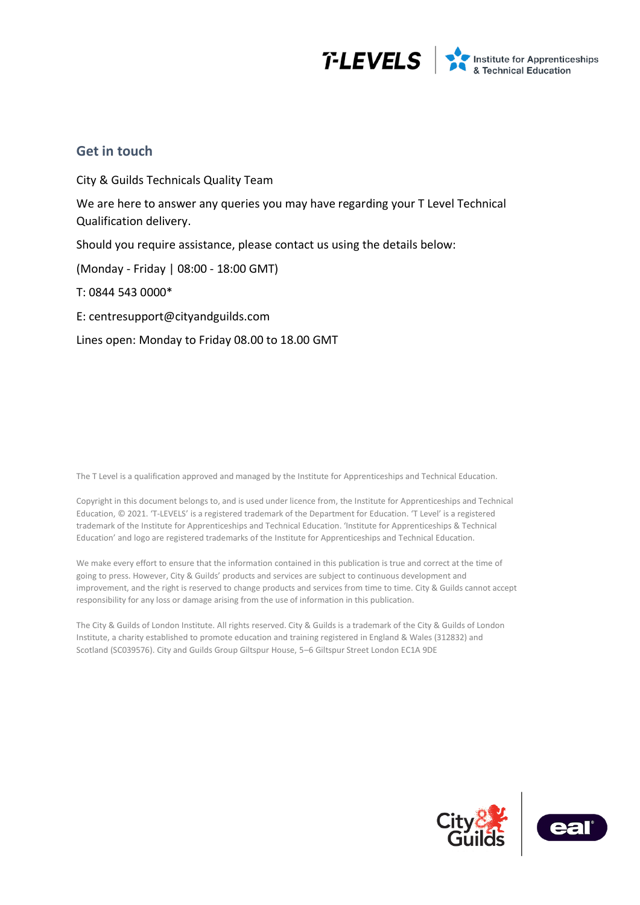## Get in touch

City & Guilds Technicals Quality Team

We are here to answer any queries you may have regarding your T Level Technical Qualification delivery.

Should you require assistance, please contact us using the details below:

(Monday - Friday | 08:00 - 18:00 GMT)

T: 0844 543 0000*

E: centresupport@cityandguilds.com

Lines open: Monday to Friday 08.00 to 18.00 GMT

The T Level is a qualification approved and managed by the Institute for Apprenticeships and Technical Education.

Copyright in this document belongs to, and is used under licence from, the Institute for Apprenticeships and Technical Education, © 2021. 'T-LEVELS' is a registered trademark of the Department for Education. 'T Level' is a registered trademark of the Institute for Apprenticeships and Technical Education. 'Institute for Apprenticeships & Technical Education' and logo are registered trademarks of the Institute for Apprenticeships and Technical Education.

We make every effort to ensure that the information contained in this publication is true and correct at the time of going to press. However, City & Guilds' products and services are subject to continuous development and improvement, and the right is reserved to change products and services from time to time. City & Guilds cannot accept responsibility for any loss or damage arising from the use of information in this publication.

The City & Guilds of London Institute. All rights reserved. City & Guilds is a trademark of the City & Guilds of London Institute, a charity established to promote education and training registered in England & Wales (312832) and Scotland (SC039576). City and Guilds Group Giltspur House, 5–6 Giltspur Street London EC1A 9DE